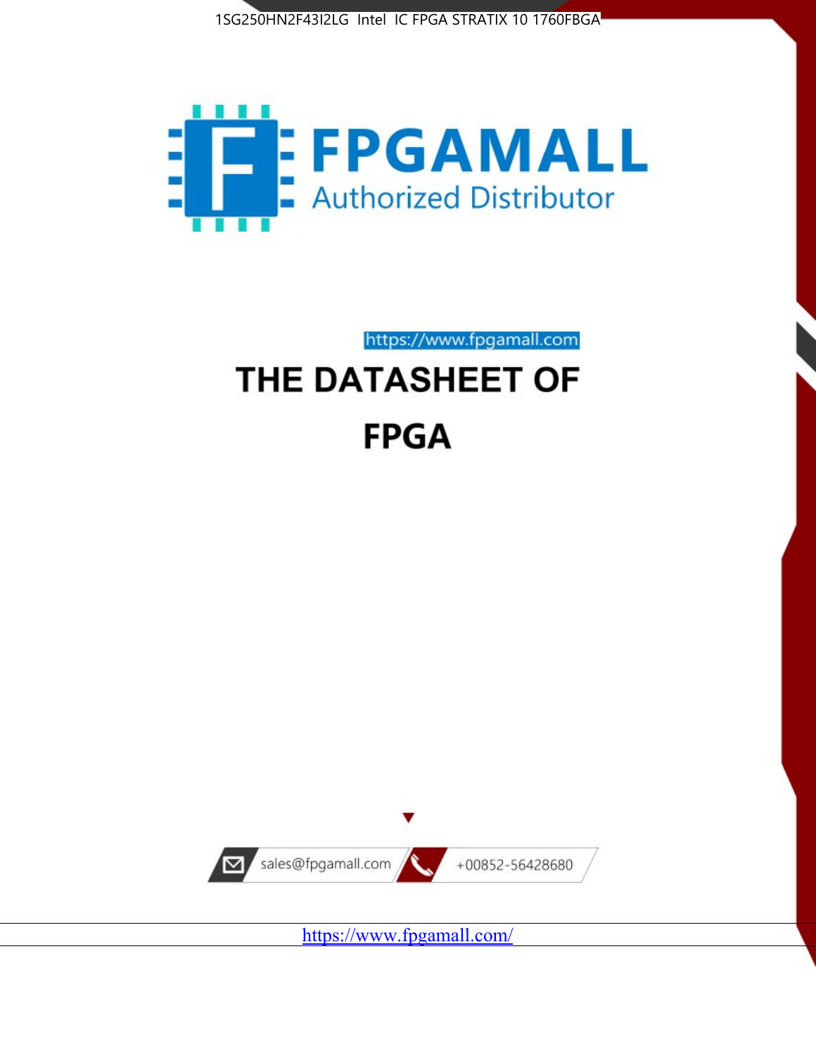1SG250HN2F43I2LG Intel IC FPGA STRATIX 10 1760FBGA

FPGAMALL

Authorized Distributor

https://www.fpgamall.com

# THE DATASHEET OF

# FPGA

sales@fpgamall.com

+00852-56428680

https://www.fpgamall.com/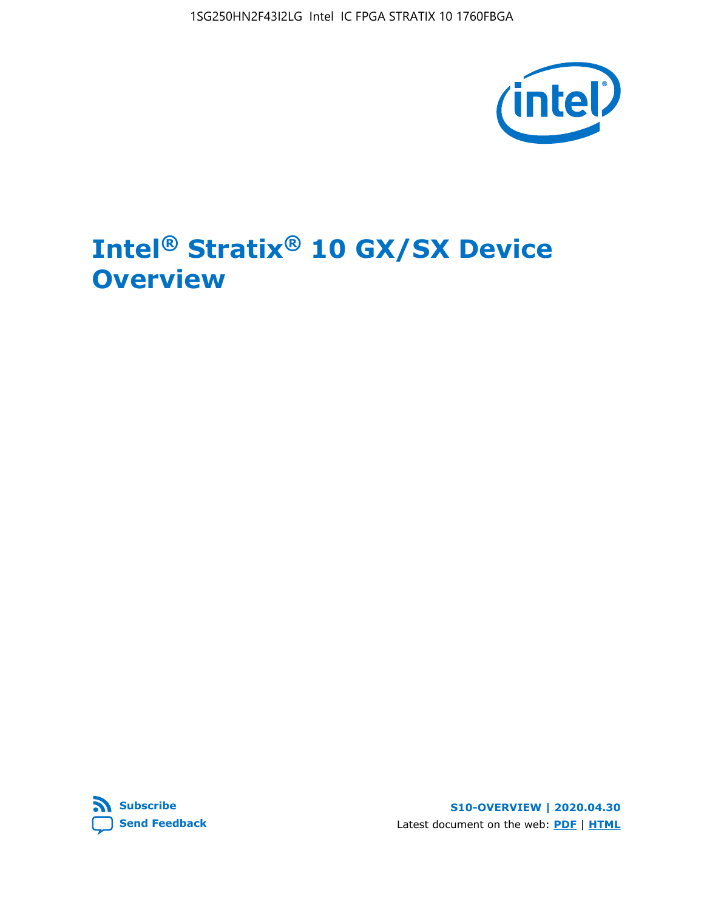# Intel® Stratix® 10 GX/SX Device Overview

S10-OVERVIEW | 2020.04.30

Latest document on the web: PDF | HTML

Subscribe

Send Feedback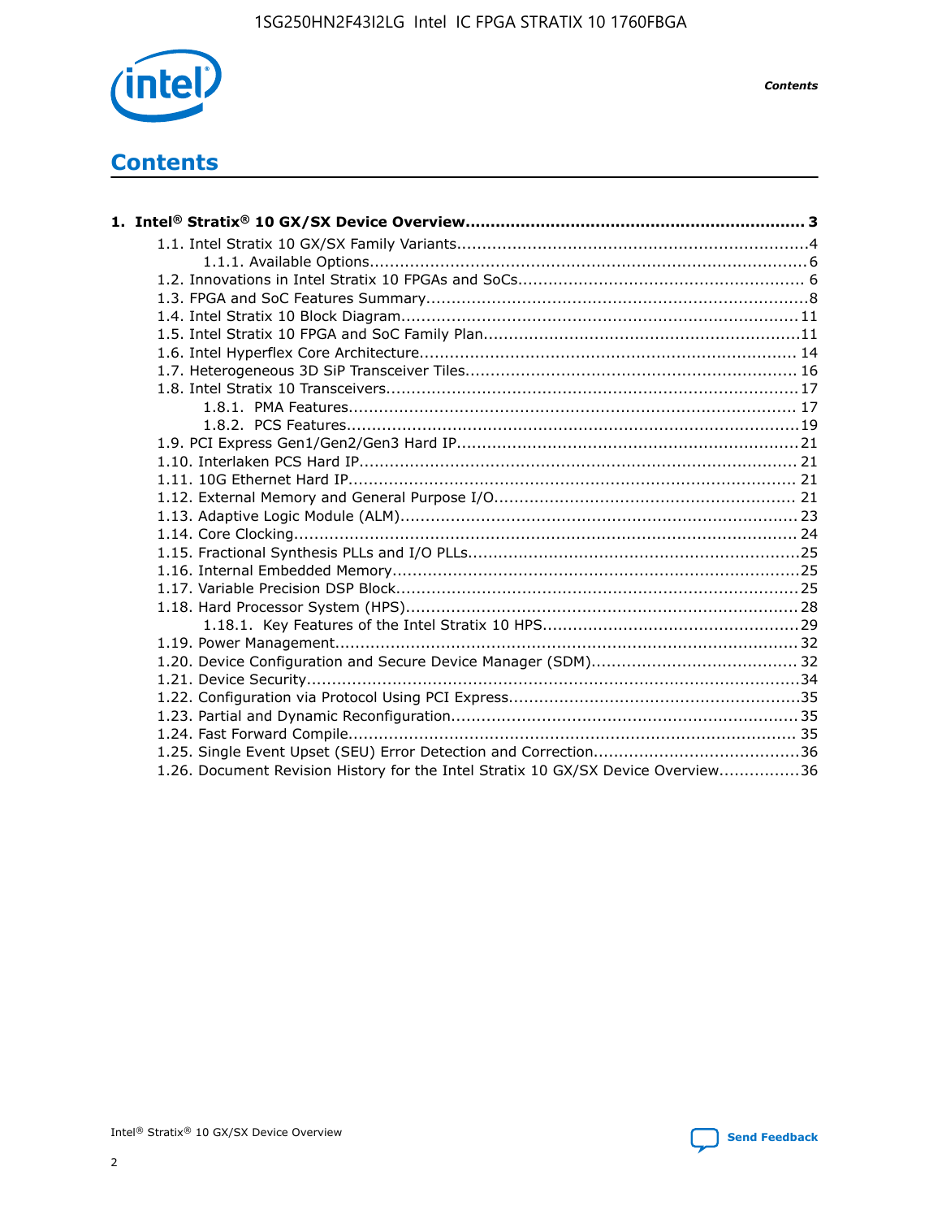# Contents

**1. Intel® Stratix® 10 GX/SX Device Overview....................................................................... 3**

- 1.1. Intel Stratix 10 GX/SX Family Variants.......................................................................4
    - 1.1.1. Available Options........................................................................................6
- 1.2. Innovations in Intel Stratix 10 FPGAs and SoCs......................................................... 6
- 1.3. FPGA and SoC Features Summary.............................................................................8
- 1.4. Intel Stratix 10 Block Diagram................................................................................11
- 1.5. Intel Stratix 10 FPGA and SoC Family Plan................................................................11
- 1.6. Intel Hyperflex Core Architecture............................................................................ 14
- 1.7. Heterogeneous 3D SiP Transceiver Tiles.................................................................. 16
- 1.8. Intel Stratix 10 Transceivers...................................................................................17
    - 1.8.1. PMA Features.......................................................................................... 17
    - 1.8.2. PCS Features...........................................................................................19
- 1.9. PCI Express Gen1/Gen2/Gen3 Hard IP....................................................................21
- 1.10. Interlaken PCS Hard IP........................................................................................ 21
- 1.11. 10G Ethernet Hard IP.......................................................................................... 21
- 1.12. External Memory and General Purpose I/O............................................................. 21
- 1.13. Adaptive Logic Module (ALM)................................................................................ 23
- 1.14. Core Clocking..................................................................................................... 24
- 1.15. Fractional Synthesis PLLs and I/O PLLs..................................................................25
- 1.16. Internal Embedded Memory..................................................................................25
- 1.17. Variable Precision DSP Block.................................................................................25
- 1.18. Hard Processor System (HPS)...............................................................................28
    - 1.18.1. Key Features of the Intel Stratix 10 HPS...................................................29
- 1.19. Power Management............................................................................................ 32
- 1.20. Device Configuration and Secure Device Manager (SDM).......................................... 32
- 1.21. Device Security...................................................................................................34
- 1.22. Configuration via Protocol Using PCI Express..........................................................35
- 1.23. Partial and Dynamic Reconfiguration.....................................................................35
- 1.24. Fast Forward Compile.......................................................................................... 35
- 1.25. Single Event Upset (SEU) Error Detection and Correction.........................................36
- 1.26. Document Revision History for the Intel Stratix 10 GX/SX Device Overview................36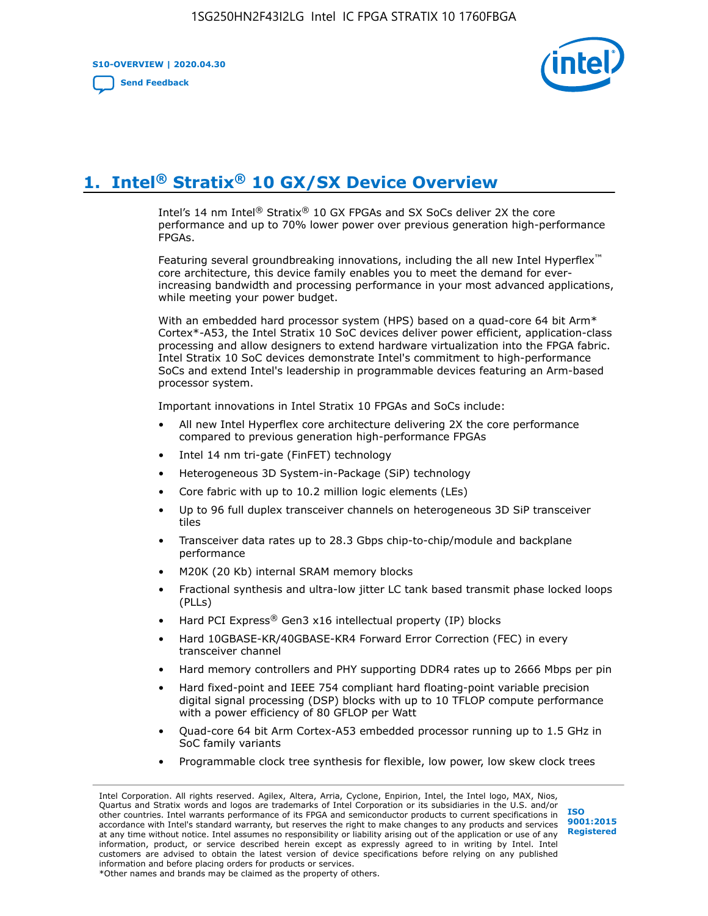# 1. Intel® Stratix® 10 GX/SX Device Overview

Intel's 14 nm Intel® Stratix® 10 GX FPGAs and SX SoCs deliver 2X the core performance and up to 70% lower power over previous generation high-performance FPGAs.

Featuring several groundbreaking innovations, including the all new Intel Hyperflex™ core architecture, this device family enables you to meet the demand for ever-increasing bandwidth and processing performance in your most advanced applications, while meeting your power budget.

With an embedded hard processor system (HPS) based on a quad-core 64 bit Arm* Cortex*-A53, the Intel Stratix 10 SoC devices deliver power efficient, application-class processing and allow designers to extend hardware virtualization into the FPGA fabric. Intel Stratix 10 SoC devices demonstrate Intel's commitment to high-performance SoCs and extend Intel's leadership in programmable devices featuring an Arm-based processor system.

Important innovations in Intel Stratix 10 FPGAs and SoCs include:

- All new Intel Hyperflex core architecture delivering 2X the core performance compared to previous generation high-performance FPGAs
- Intel 14 nm tri-gate (FinFET) technology
- Heterogeneous 3D System-in-Package (SiP) technology
- Core fabric with up to 10.2 million logic elements (LEs)
- Up to 96 full duplex transceiver channels on heterogeneous 3D SiP transceiver tiles
- Transceiver data rates up to 28.3 Gbps chip-to-chip/module and backplane performance
- M20K (20 Kb) internal SRAM memory blocks
- Fractional synthesis and ultra-low jitter LC tank based transmit phase locked loops (PLLs)
- Hard PCI Express® Gen3 x16 intellectual property (IP) blocks
- Hard 10GBASE-KR/40GBASE-KR4 Forward Error Correction (FEC) in every transceiver channel
- Hard memory controllers and PHY supporting DDR4 rates up to 2666 Mbps per pin
- Hard fixed-point and IEEE 754 compliant hard floating-point variable precision digital signal processing (DSP) blocks with up to 10 TFLOP compute performance with a power efficiency of 80 GFLOP per Watt
- Quad-core 64 bit Arm Cortex-A53 embedded processor running up to 1.5 GHz in SoC family variants
- Programmable clock tree synthesis for flexible, low power, low skew clock trees

Intel Corporation. All rights reserved. Agilex, Altera, Arria, Cyclone, Enpirion, Intel, the Intel logo, MAX, Nios, Quartus and Stratix words and logos are trademarks of Intel Corporation or its subsidiaries in the U.S. and/or other countries. Intel warrants performance of its FPGA and semiconductor products to current specifications in accordance with Intel's standard warranty, but reserves the right to make changes to any products and services at any time without notice. Intel assumes no responsibility or liability arising out of the application or use of any information, product, or service described herein except as expressly agreed to in writing by Intel. Intel customers are advised to obtain the latest version of device specifications before relying on any published information and before placing orders for products or services.
*Other names and brands may be claimed as the property of others.

ISO 9001:2015 Registered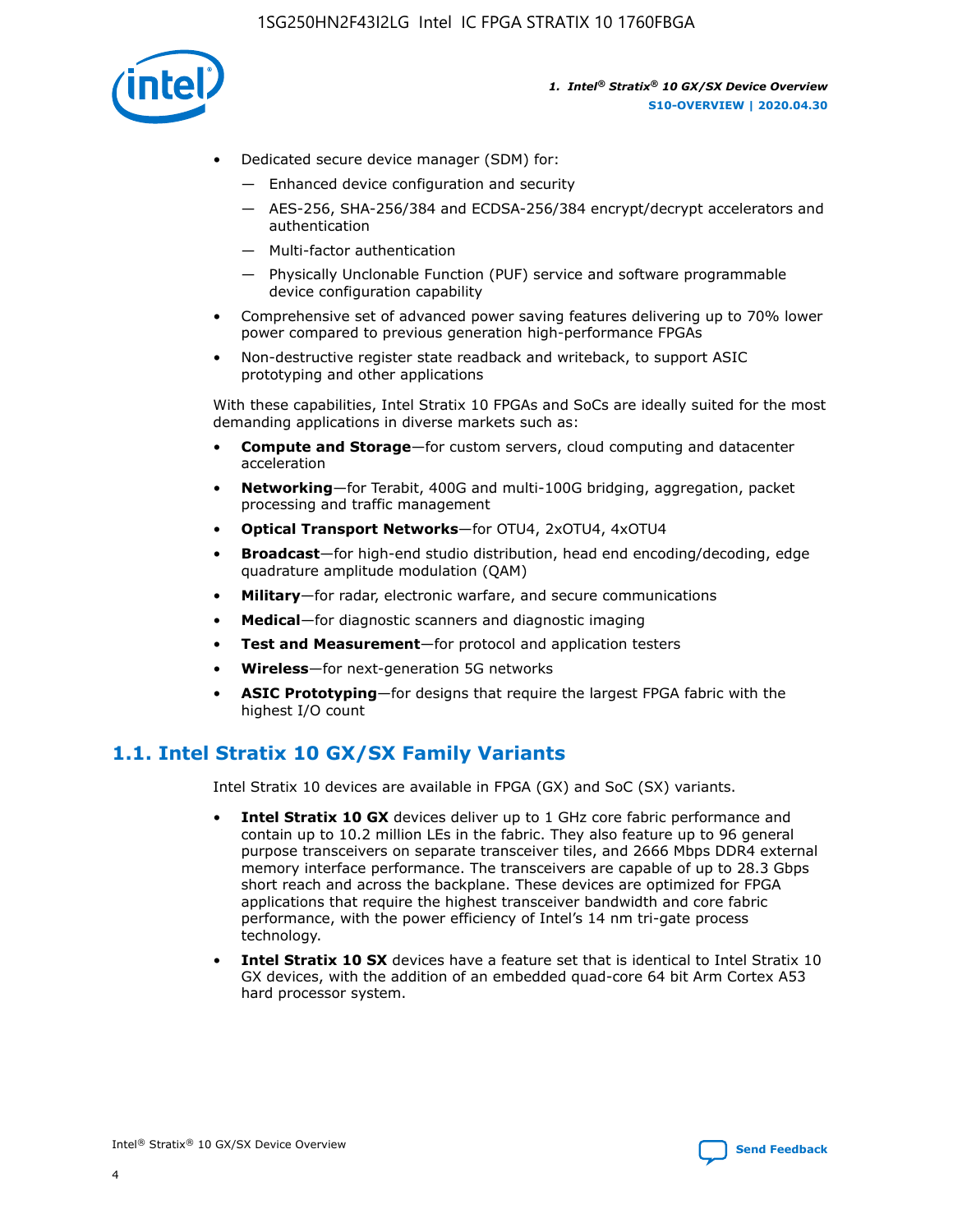- Dedicated secure device manager (SDM) for:
  - Enhanced device configuration and security
  - AES-256, SHA-256/384 and ECDSA-256/384 encrypt/decrypt accelerators and authentication
  - Multi-factor authentication
  - Physically Unclonable Function (PUF) service and software programmable device configuration capability
- Comprehensive set of advanced power saving features delivering up to 70% lower power compared to previous generation high-performance FPGAs
- Non-destructive register state readback and writeback, to support ASIC prototyping and other applications

With these capabilities, Intel Stratix 10 FPGAs and SoCs are ideally suited for the most demanding applications in diverse markets such as:

- **Compute and Storage**—for custom servers, cloud computing and datacenter acceleration
- **Networking**—for Terabit, 400G and multi-100G bridging, aggregation, packet processing and traffic management
- **Optical Transport Networks**—for OTU4, 2xOTU4, 4xOTU4
- **Broadcast**—for high-end studio distribution, head end encoding/decoding, edge quadrature amplitude modulation (QAM)
- **Military**—for radar, electronic warfare, and secure communications
- **Medical**—for diagnostic scanners and diagnostic imaging
- **Test and Measurement**—for protocol and application testers
- **Wireless**—for next-generation 5G networks
- **ASIC Prototyping**—for designs that require the largest FPGA fabric with the highest I/O count

## 1.1. Intel Stratix 10 GX/SX Family Variants

Intel Stratix 10 devices are available in FPGA (GX) and SoC (SX) variants.

- **Intel Stratix 10 GX** devices deliver up to 1 GHz core fabric performance and contain up to 10.2 million LEs in the fabric. They also feature up to 96 general purpose transceivers on separate transceiver tiles, and 2666 Mbps DDR4 external memory interface performance. The transceivers are capable of up to 28.3 Gbps short reach and across the backplane. These devices are optimized for FPGA applications that require the highest transceiver bandwidth and core fabric performance, with the power efficiency of Intel's 14 nm tri-gate process technology.
- **Intel Stratix 10 SX** devices have a feature set that is identical to Intel Stratix 10 GX devices, with the addition of an embedded quad-core 64 bit Arm Cortex A53 hard processor system.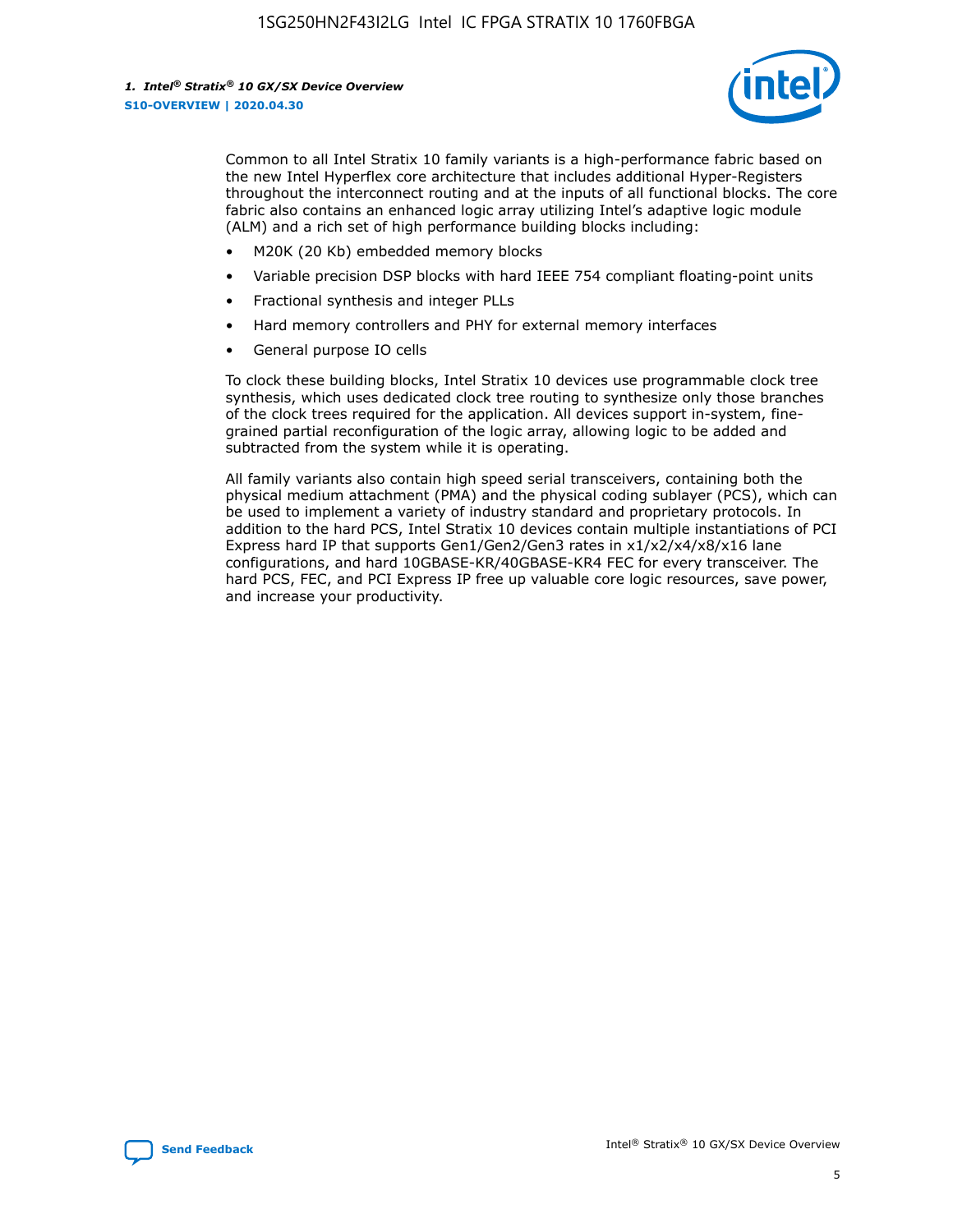Common to all Intel Stratix 10 family variants is a high-performance fabric based on the new Intel Hyperflex core architecture that includes additional Hyper-Registers throughout the interconnect routing and at the inputs of all functional blocks. The core fabric also contains an enhanced logic array utilizing Intel's adaptive logic module (ALM) and a rich set of high performance building blocks including:

- M20K (20 Kb) embedded memory blocks
- Variable precision DSP blocks with hard IEEE 754 compliant floating-point units
- Fractional synthesis and integer PLLs
- Hard memory controllers and PHY for external memory interfaces
- General purpose IO cells

To clock these building blocks, Intel Stratix 10 devices use programmable clock tree synthesis, which uses dedicated clock tree routing to synthesize only those branches of the clock trees required for the application. All devices support in-system, fine-grained partial reconfiguration of the logic array, allowing logic to be added and subtracted from the system while it is operating.

All family variants also contain high speed serial transceivers, containing both the physical medium attachment (PMA) and the physical coding sublayer (PCS), which can be used to implement a variety of industry standard and proprietary protocols. In addition to the hard PCS, Intel Stratix 10 devices contain multiple instantiations of PCI Express hard IP that supports Gen1/Gen2/Gen3 rates in x1/x2/x4/x8/x16 lane configurations, and hard 10GBASE-KR/40GBASE-KR4 FEC for every transceiver. The hard PCS, FEC, and PCI Express IP free up valuable core logic resources, save power, and increase your productivity.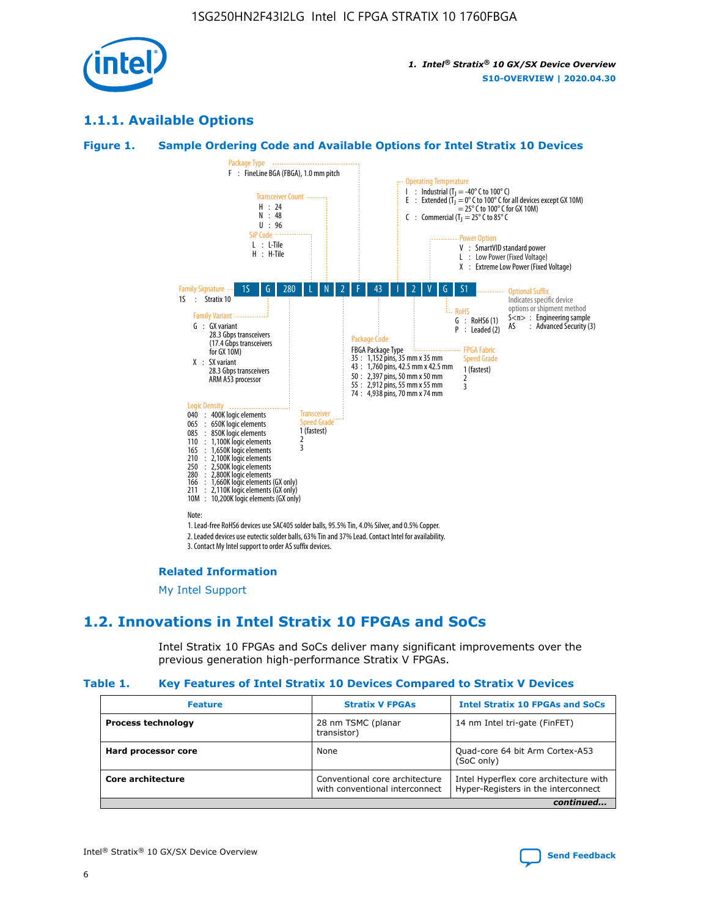## 1.1.1. Available Options

### Figure 1. Sample Ordering Code and Available Options for Intel Stratix 10 Devices

| 1S | G | 280 | L | N | 2 | F | 43 | I | 2 | V | G | S1 |
|---|---|---|---|---|---|---|---|---|---|---|---|---|

**Family Signature**
1S : Stratix 10

**Family Variant**
G : GX variant
28.3 Gbps transceivers
(17.4 Gbps transceivers for GX 10M)
X : SX variant
28.3 Gbps transceivers
ARM A53 processor

**Logic Density**
040 : 400K logic elements
065 : 650K logic elements
085 : 850K logic elements
110 : 1,100K logic elements
165 : 1,650K logic elements
210 : 2,100K logic elements
250 : 2,500K logic elements
280 : 2,800K logic elements
166 : 1,660K logic elements (GX only)
211 : 2,110K logic elements (GX only)
10M : 10,200K logic elements (GX only)

**SiP Code**
L : L-Tile
H : H-Tile

**Transceiver Count**
H : 24
N : 48
U : 96

**Transceiver Speed Grade**
1 (fastest)
2
3

**Package Type**
F : FineLine BGA (FBGA), 1.0 mm pitch

**Package Code**
FBGA Package Type
35 : 1,152 pins, 35 mm x 35 mm
43 : 1,760 pins, 42.5 mm x 42.5 mm
50 : 2,397 pins, 50 mm x 50 mm
55 : 2,912 pins, 55 mm x 55 mm
74 : 4,938 pins, 70 mm x 74 mm

**Operating Temperature**
I : Industrial ($T_J$ = -40° C to 100° C)
E : Extended ($T_J$ = 0° C to 100° C for all devices except GX 10M)
= 25° C to 100° C for GX 10M)
C : Commercial ($T_J$ = 25° C to 85° C

**FPGA Fabric Speed Grade**
1 (fastest)
2
3

**Power Option**
V : SmartVID standard power
L : Low Power (Fixed Voltage)
X : Extreme Low Power (Fixed Voltage)

**RoHS**
G : RoHS6 (1)
P : Leaded (2)

**Optional Suffix**
Indicates specific device options or shipment method
S<n> : Engineering sample
AS : Advanced Security (3)

Note:
1. Lead-free RoHS6 devices use SAC405 solder balls, 95.5% Tin, 4.0% Silver, and 0.5% Copper.
2. Leaded devices use eutectic solder balls, 63% Tin and 37% Lead. Contact Intel for availability.
3. Contact My Intel support to order AS suffix devices.

**Related Information**

My Intel Support

## 1.2. Innovations in Intel Stratix 10 FPGAs and SoCs

Intel Stratix 10 FPGAs and SoCs deliver many significant improvements over the previous generation high-performance Stratix V FPGAs.

### Table 1. Key Features of Intel Stratix 10 Devices Compared to Stratix V Devices

| Feature | Stratix V FPGAs | Intel Stratix 10 FPGAs and SoCs |
|---|---|---|
| **Process technology** | 28 nm TSMC (planar transistor) | 14 nm Intel tri-gate (FinFET) |
| **Hard processor core** | None | Quad-core 64 bit Arm Cortex-A53 (SoC only) |
| **Core architecture** | Conventional core architecture with conventional interconnect | Intel Hyperflex core architecture with Hyper-Registers in the interconnect |

*continued...*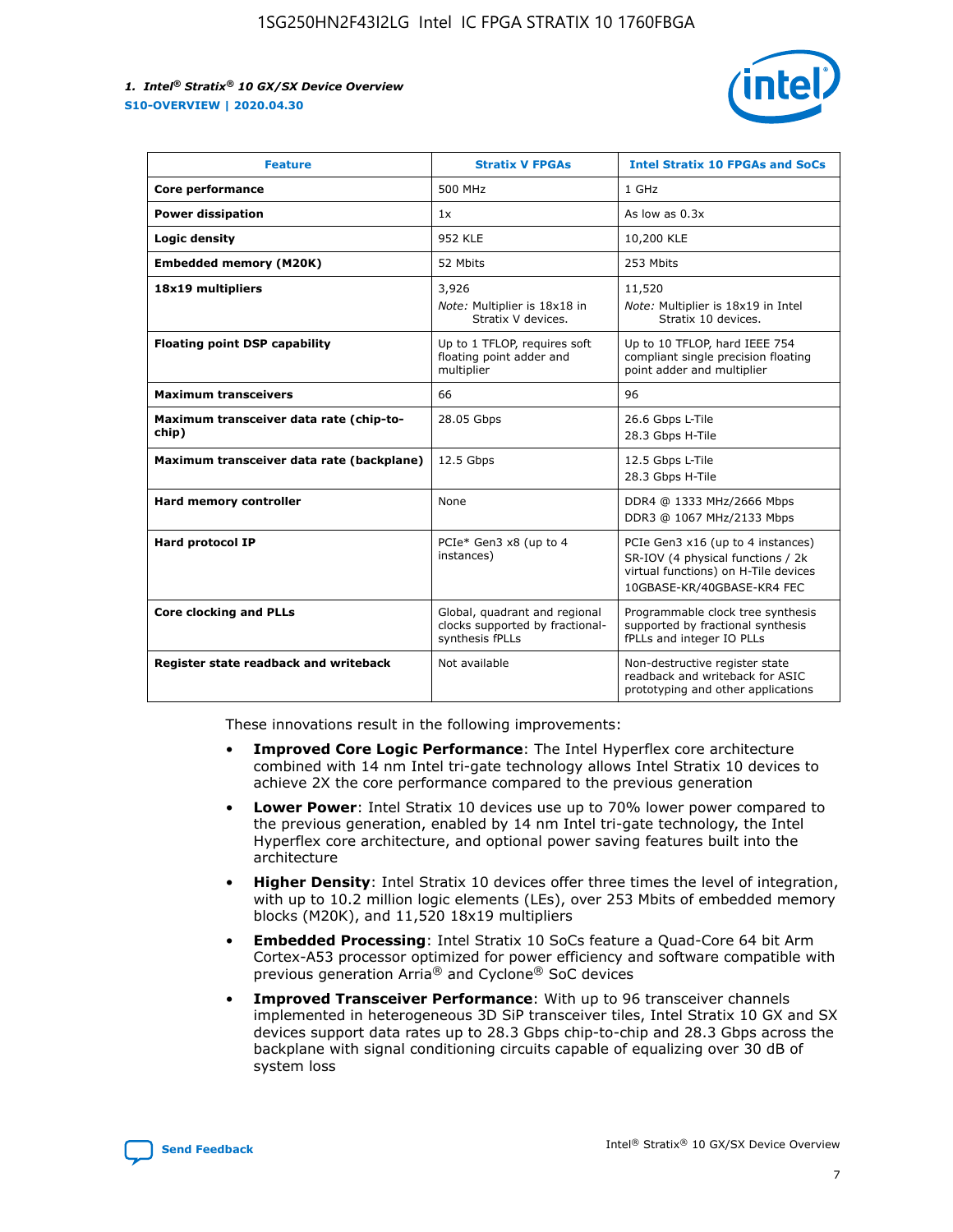| Feature | Stratix V FPGAs | Intel Stratix 10 FPGAs and SoCs |
| --- | --- | --- |
| **Core performance** | 500 MHz | 1 GHz |
| **Power dissipation** | 1x | As low as 0.3x |
| **Logic density** | 952 KLE | 10,200 KLE |
| **Embedded memory (M20K)** | 52 Mbits | 253 Mbits |
| **18x19 multipliers** | 3,926<br>*Note:* Multiplier is 18x18 in Stratix V devices. | 11,520<br>*Note:* Multiplier is 18x19 in Intel Stratix 10 devices. |
| **Floating point DSP capability** | Up to 1 TFLOP, requires soft floating point adder and multiplier | Up to 10 TFLOP, hard IEEE 754 compliant single precision floating point adder and multiplier |
| **Maximum transceivers** | 66 | 96 |
| **Maximum transceiver data rate (chip-to-chip)** | 28.05 Gbps | 26.6 Gbps L-Tile<br>28.3 Gbps H-Tile |
| **Maximum transceiver data rate (backplane)** | 12.5 Gbps | 12.5 Gbps L-Tile<br>28.3 Gbps H-Tile |
| **Hard memory controller** | None | DDR4 @ 1333 MHz/2666 Mbps<br>DDR3 @ 1067 MHz/2133 Mbps |
| **Hard protocol IP** | PCIe* Gen3 x8 (up to 4 instances) | PCIe Gen3 x16 (up to 4 instances)<br>SR-IOV (4 physical functions / 2k virtual functions) on H-Tile devices<br>10GBASE-KR/40GBASE-KR4 FEC |
| **Core clocking and PLLs** | Global, quadrant and regional clocks supported by fractional-synthesis fPLLs | Programmable clock tree synthesis supported by fractional synthesis fPLLs and integer IO PLLs |
| **Register state readback and writeback** | Not available | Non-destructive register state readback and writeback for ASIC prototyping and other applications |

These innovations result in the following improvements:

- **Improved Core Logic Performance**: The Intel Hyperflex core architecture combined with 14 nm Intel tri-gate technology allows Intel Stratix 10 devices to achieve 2X the core performance compared to the previous generation
- **Lower Power**: Intel Stratix 10 devices use up to 70% lower power compared to the previous generation, enabled by 14 nm Intel tri-gate technology, the Intel Hyperflex core architecture, and optional power saving features built into the architecture
- **Higher Density**: Intel Stratix 10 devices offer three times the level of integration, with up to 10.2 million logic elements (LEs), over 253 Mbits of embedded memory blocks (M20K), and 11,520 18x19 multipliers
- **Embedded Processing**: Intel Stratix 10 SoCs feature a Quad-Core 64 bit Arm Cortex-A53 processor optimized for power efficiency and software compatible with previous generation Arria® and Cyclone® SoC devices
- **Improved Transceiver Performance**: With up to 96 transceiver channels implemented in heterogeneous 3D SiP transceiver tiles, Intel Stratix 10 GX and SX devices support data rates up to 28.3 Gbps chip-to-chip and 28.3 Gbps across the backplane with signal conditioning circuits capable of equalizing over 30 dB of system loss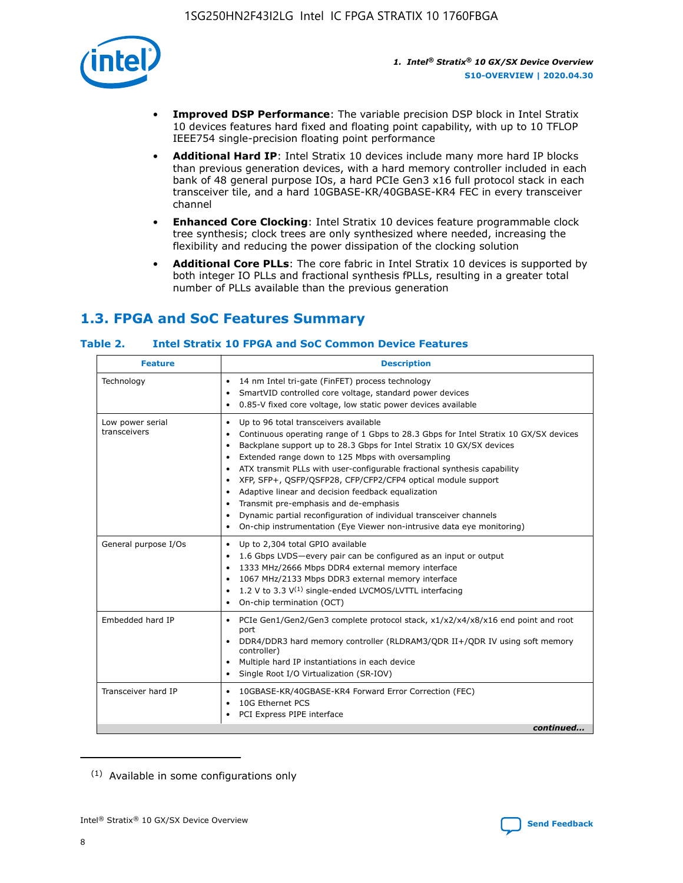- **Improved DSP Performance**: The variable precision DSP block in Intel Stratix 10 devices features hard fixed and floating point capability, with up to 10 TFLOP IEEE754 single-precision floating point performance
- **Additional Hard IP**: Intel Stratix 10 devices include many more hard IP blocks than previous generation devices, with a hard memory controller included in each bank of 48 general purpose IOs, a hard PCIe Gen3 x16 full protocol stack in each transceiver tile, and a hard 10GBASE-KR/40GBASE-KR4 FEC in every transceiver channel
- **Enhanced Core Clocking**: Intel Stratix 10 devices feature programmable clock tree synthesis; clock trees are only synthesized where needed, increasing the flexibility and reducing the power dissipation of the clocking solution
- **Additional Core PLLs**: The core fabric in Intel Stratix 10 devices is supported by both integer IO PLLs and fractional synthesis fPLLs, resulting in a greater total number of PLLs available than the previous generation

## 1.3. FPGA and SoC Features Summary

### Table 2. Intel Stratix 10 FPGA and SoC Common Device Features

| Feature | Description |
| --- | --- |
| Technology | • 14 nm Intel tri-gate (FinFET) process technology<br>• SmartVID controlled core voltage, standard power devices<br>• 0.85-V fixed core voltage, low static power devices available |
| Low power serial transceivers | • Up to 96 total transceivers available<br>• Continuous operating range of 1 Gbps to 28.3 Gbps for Intel Stratix 10 GX/SX devices<br>• Backplane support up to 28.3 Gbps for Intel Stratix 10 GX/SX devices<br>• Extended range down to 125 Mbps with oversampling<br>• ATX transmit PLLs with user-configurable fractional synthesis capability<br>• XFP, SFP+, QSFP/QSFP28, CFP/CFP2/CFP4 optical module support<br>• Adaptive linear and decision feedback equalization<br>• Transmit pre-emphasis and de-emphasis<br>• Dynamic partial reconfiguration of individual transceiver channels<br>• On-chip instrumentation (Eye Viewer non-intrusive data eye monitoring) |
| General purpose I/Os | • Up to 2,304 total GPIO available<br>• 1.6 Gbps LVDS—every pair can be configured as an input or output<br>• 1333 MHz/2666 Mbps DDR4 external memory interface<br>• 1067 MHz/2133 Mbps DDR3 external memory interface<br>• 1.2 V to 3.3 V[(1)] single-ended LVCMOS/LVTTL interfacing<br>• On-chip termination (OCT) |
| Embedded hard IP | • PCIe Gen1/Gen2/Gen3 complete protocol stack, x1/x2/x4/x8/x16 end point and root port<br>• DDR4/DDR3 hard memory controller (RLDRAM3/QDR II+/QDR IV using soft memory controller)<br>• Multiple hard IP instantiations in each device<br>• Single Root I/O Virtualization (SR-IOV) |
| Transceiver hard IP | • 10GBASE-KR/40GBASE-KR4 Forward Error Correction (FEC)<br>• 10G Ethernet PCS<br>• PCI Express PIPE interface |

*continued...*

(1) Available in some configurations only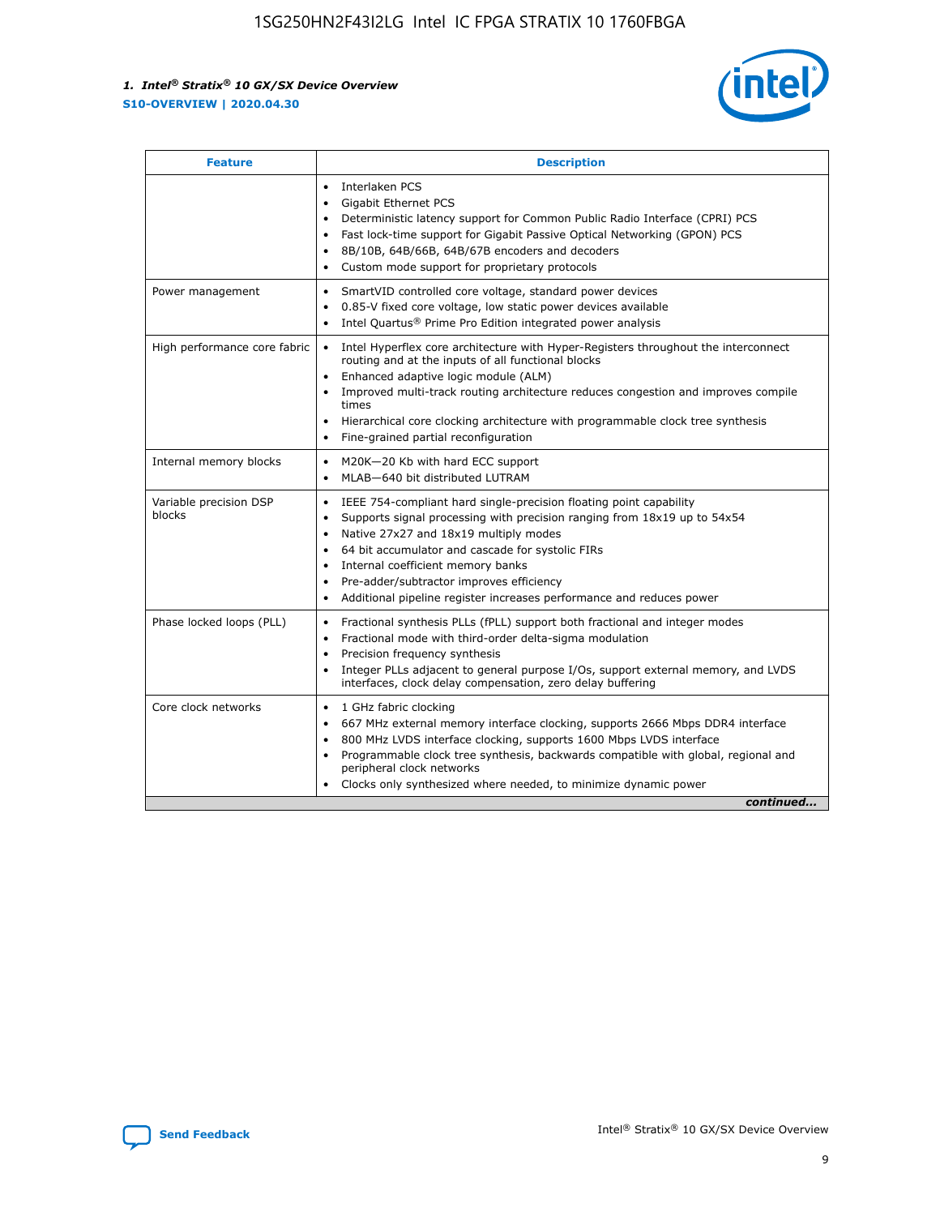| Feature | Description |
| --- | --- |
| | • Interlaken PCS<br>• Gigabit Ethernet PCS<br>• Deterministic latency support for Common Public Radio Interface (CPRI) PCS<br>• Fast lock-time support for Gigabit Passive Optical Networking (GPON) PCS<br>• 8B/10B, 64B/66B, 64B/67B encoders and decoders<br>• Custom mode support for proprietary protocols |
| Power management | • SmartVID controlled core voltage, standard power devices<br>• 0.85-V fixed core voltage, low static power devices available<br>• Intel Quartus® Prime Pro Edition integrated power analysis |
| High performance core fabric | • Intel Hyperflex core architecture with Hyper-Registers throughout the interconnect routing and at the inputs of all functional blocks<br>• Enhanced adaptive logic module (ALM)<br>• Improved multi-track routing architecture reduces congestion and improves compile times<br>• Hierarchical core clocking architecture with programmable clock tree synthesis<br>• Fine-grained partial reconfiguration |
| Internal memory blocks | • M20K—20 Kb with hard ECC support<br>• MLAB—640 bit distributed LUTRAM |
| Variable precision DSP blocks | • IEEE 754-compliant hard single-precision floating point capability<br>• Supports signal processing with precision ranging from 18x19 up to 54x54<br>• Native 27x27 and 18x19 multiply modes<br>• 64 bit accumulator and cascade for systolic FIRs<br>• Internal coefficient memory banks<br>• Pre-adder/subtractor improves efficiency<br>• Additional pipeline register increases performance and reduces power |
| Phase locked loops (PLL) | • Fractional synthesis PLLs (fPLL) support both fractional and integer modes<br>• Fractional mode with third-order delta-sigma modulation<br>• Precision frequency synthesis<br>• Integer PLLs adjacent to general purpose I/Os, support external memory, and LVDS interfaces, clock delay compensation, zero delay buffering |
| Core clock networks | • 1 GHz fabric clocking<br>• 667 MHz external memory interface clocking, supports 2666 Mbps DDR4 interface<br>• 800 MHz LVDS interface clocking, supports 1600 Mbps LVDS interface<br>• Programmable clock tree synthesis, backwards compatible with global, regional and peripheral clock networks<br>• Clocks only synthesized where needed, to minimize dynamic power |

*continued...*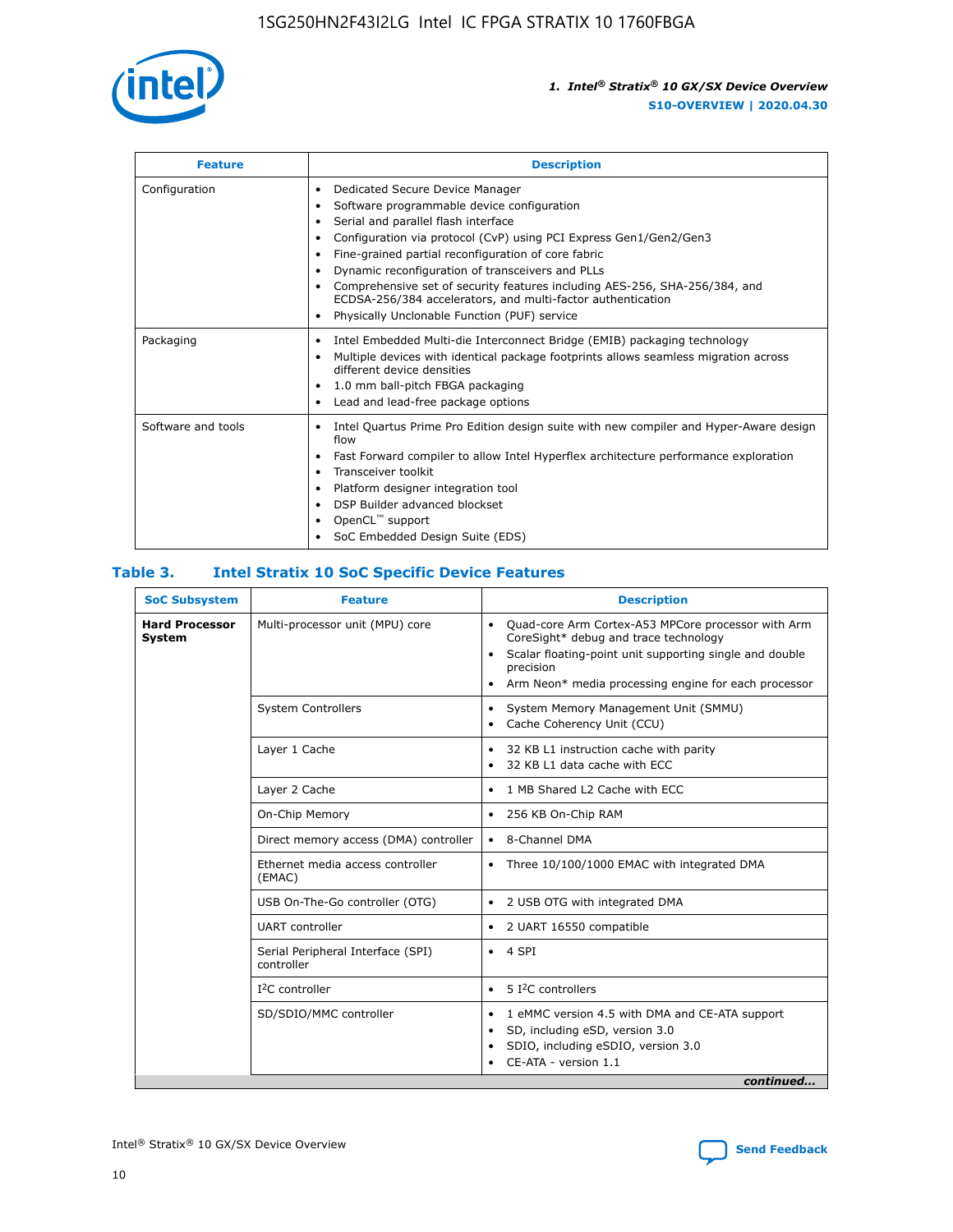| Feature | Description |
| --- | --- |
| Configuration | • Dedicated Secure Device Manager<br>• Software programmable device configuration<br>• Serial and parallel flash interface<br>• Configuration via protocol (CvP) using PCI Express Gen1/Gen2/Gen3<br>• Fine-grained partial reconfiguration of core fabric<br>• Dynamic reconfiguration of transceivers and PLLs<br>• Comprehensive set of security features including AES-256, SHA-256/384, and ECDSA-256/384 accelerators, and multi-factor authentication<br>• Physically Unclonable Function (PUF) service |
| Packaging | • Intel Embedded Multi-die Interconnect Bridge (EMIB) packaging technology<br>• Multiple devices with identical package footprints allows seamless migration across different device densities<br>• 1.0 mm ball-pitch FBGA packaging<br>• Lead and lead-free package options |
| Software and tools | • Intel Quartus Prime Pro Edition design suite with new compiler and Hyper-Aware design flow<br>• Fast Forward compiler to allow Intel Hyperflex architecture performance exploration<br>• Transceiver toolkit<br>• Platform designer integration tool<br>• DSP Builder advanced blockset<br>• OpenCL™ support<br>• SoC Embedded Design Suite (EDS) |

## Table 3. Intel Stratix 10 SoC Specific Device Features

| SoC Subsystem | Feature | Description |
| --- | --- | --- |
| **Hard Processor System** | Multi-processor unit (MPU) core | • Quad-core Arm Cortex-A53 MPCore processor with Arm CoreSight* debug and trace technology<br>• Scalar floating-point unit supporting single and double precision<br>• Arm Neon* media processing engine for each processor |
| | System Controllers | • System Memory Management Unit (SMMU)<br>• Cache Coherency Unit (CCU) |
| | Layer 1 Cache | • 32 KB L1 instruction cache with parity<br>• 32 KB L1 data cache with ECC |
| | Layer 2 Cache | • 1 MB Shared L2 Cache with ECC |
| | On-Chip Memory | • 256 KB On-Chip RAM |
| | Direct memory access (DMA) controller | • 8-Channel DMA |
| | Ethernet media access controller (EMAC) | • Three 10/100/1000 EMAC with integrated DMA |
| | USB On-The-Go controller (OTG) | • 2 USB OTG with integrated DMA |
| | UART controller | • 2 UART 16550 compatible |
| | Serial Peripheral Interface (SPI) controller | • 4 SPI |
| | I²C controller | • 5 I²C controllers |
| | SD/SDIO/MMC controller | • 1 eMMC version 4.5 with DMA and CE-ATA support<br>• SD, including eSD, version 3.0<br>• SDIO, including eSDIO, version 3.0<br>• CE-ATA - version 1.1 |

*continued...*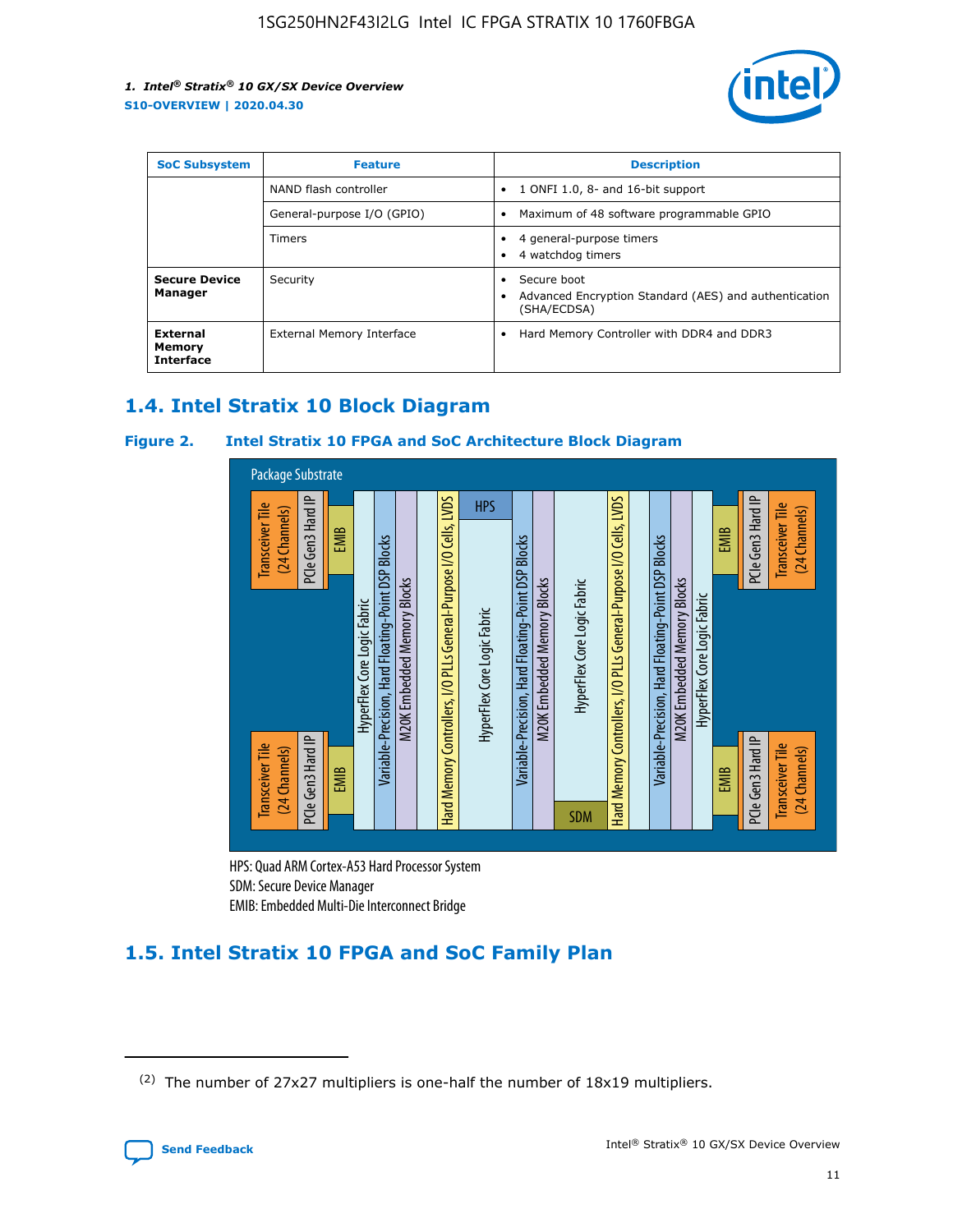| SoC Subsystem | Feature | Description |
| --- | --- | --- |
| | NAND flash controller | • 1 ONFI 1.0, 8- and 16-bit support |
| | General-purpose I/O (GPIO) | • Maximum of 48 software programmable GPIO |
| | Timers | • 4 general-purpose timers<br>• 4 watchdog timers |
| **Secure Device Manager** | Security | • Secure boot<br>• Advanced Encryption Standard (AES) and authentication (SHA/ECDSA) |
| **External Memory Interface** | External Memory Interface | • Hard Memory Controller with DDR4 and DDR3 |

## 1.4. Intel Stratix 10 Block Diagram

**Figure 2. Intel Stratix 10 FPGA and SoC Architecture Block Diagram**

Package Substrate

Transceiver Tile (24 Channels) | PCIe Gen3 Hard IP | EMIB | HyperFlex Core Logic Fabric | Variable-Precision, Hard Floating-Point DSP Blocks | M20K Embedded Memory Blocks | Hard Memory Controllers, I/O PLLs General-Purpose I/O Cells, LVDS | HPS | HyperFlex Core Logic Fabric | SDM | EMIB | PCIe Gen3 Hard IP | Transceiver Tile (24 Channels)

HPS: Quad ARM Cortex-A53 Hard Processor System
SDM: Secure Device Manager
EMIB: Embedded Multi-Die Interconnect Bridge

## 1.5. Intel Stratix 10 FPGA and SoC Family Plan

(2) The number of 27x27 multipliers is one-half the number of 18x19 multipliers.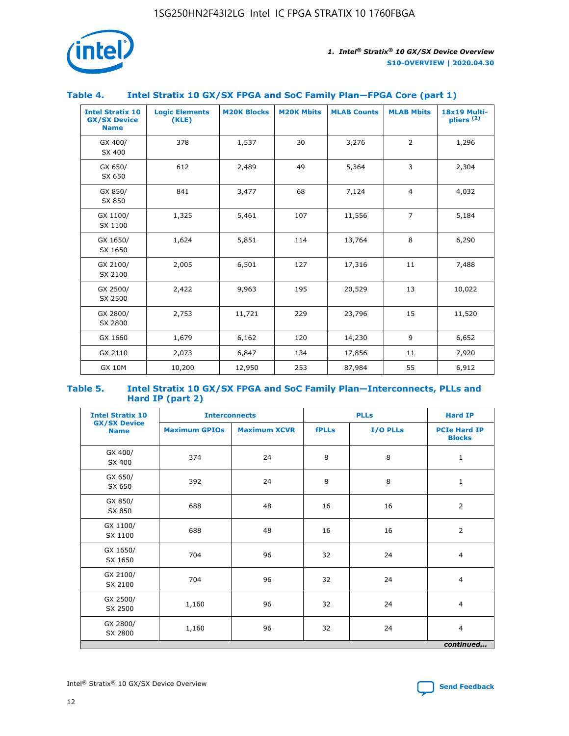## Table 4. Intel Stratix 10 GX/SX FPGA and SoC Family Plan—FPGA Core (part 1)

| Intel Stratix 10 GX/SX Device Name | Logic Elements (KLE) | M20K Blocks | M20K Mbits | MLAB Counts | MLAB Mbits | 18x19 Multi-pliers (2) |
|---|---|---|---|---|---|---|
| GX 400/ SX 400 | 378 | 1,537 | 30 | 3,276 | 2 | 1,296 |
| GX 650/ SX 650 | 612 | 2,489 | 49 | 5,364 | 3 | 2,304 |
| GX 850/ SX 850 | 841 | 3,477 | 68 | 7,124 | 4 | 4,032 |
| GX 1100/ SX 1100 | 1,325 | 5,461 | 107 | 11,556 | 7 | 5,184 |
| GX 1650/ SX 1650 | 1,624 | 5,851 | 114 | 13,764 | 8 | 6,290 |
| GX 2100/ SX 2100 | 2,005 | 6,501 | 127 | 17,316 | 11 | 7,488 |
| GX 2500/ SX 2500 | 2,422 | 9,963 | 195 | 20,529 | 13 | 10,022 |
| GX 2800/ SX 2800 | 2,753 | 11,721 | 229 | 23,796 | 15 | 11,520 |
| GX 1660 | 1,679 | 6,162 | 120 | 14,230 | 9 | 6,652 |
| GX 2110 | 2,073 | 6,847 | 134 | 17,856 | 11 | 7,920 |
| GX 10M | 10,200 | 12,950 | 253 | 87,984 | 55 | 6,912 |

## Table 5. Intel Stratix 10 GX/SX FPGA and SoC Family Plan—Interconnects, PLLs and Hard IP (part 2)

| Intel Stratix 10 GX/SX Device Name | Interconnects | | PLLs | | Hard IP |
|---|---|---|---|---|---|
| | Maximum GPIOs | Maximum XCVR | fPLLs | I/O PLLs | PCIe Hard IP Blocks |
| GX 400/ SX 400 | 374 | 24 | 8 | 8 | 1 |
| GX 650/ SX 650 | 392 | 24 | 8 | 8 | 1 |
| GX 850/ SX 850 | 688 | 48 | 16 | 16 | 2 |
| GX 1100/ SX 1100 | 688 | 48 | 16 | 16 | 2 |
| GX 1650/ SX 1650 | 704 | 96 | 32 | 24 | 4 |
| GX 2100/ SX 2100 | 704 | 96 | 32 | 24 | 4 |
| GX 2500/ SX 2500 | 1,160 | 96 | 32 | 24 | 4 |
| GX 2800/ SX 2800 | 1,160 | 96 | 32 | 24 | 4 |

*continued...*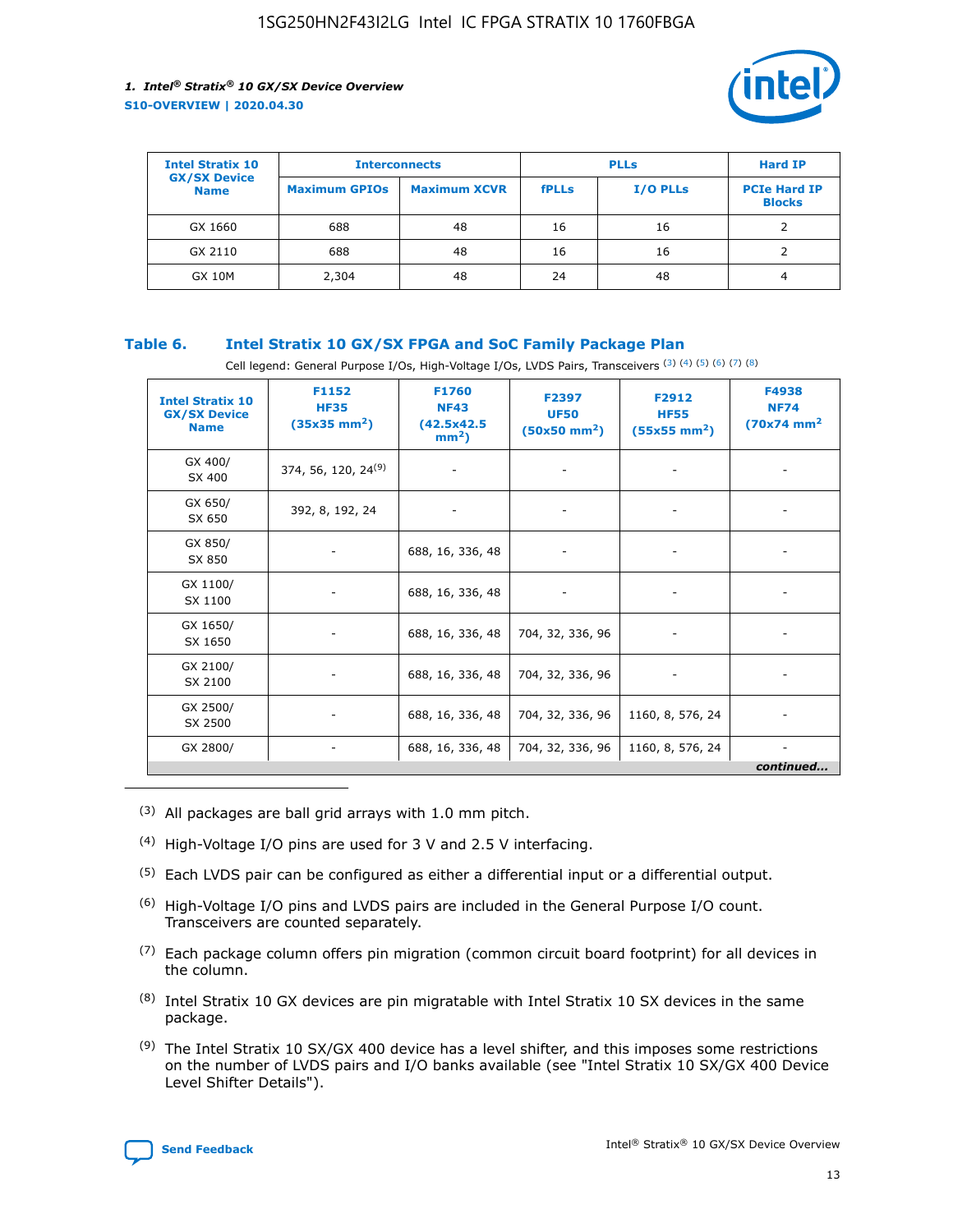| Intel Stratix 10 GX/SX Device Name | Interconnects | | PLLs | | Hard IP |
|---|---|---|---|---|---|
| | Maximum GPIOs | Maximum XCVR | fPLLs | I/O PLLs | PCIe Hard IP Blocks |
| GX 1660 | 688 | 48 | 16 | 16 | 2 |
| GX 2110 | 688 | 48 | 16 | 16 | 2 |
| GX 10M | 2,304 | 48 | 24 | 48 | 4 |

### Table 6. Intel Stratix 10 GX/SX FPGA and SoC Family Package Plan

Cell legend: General Purpose I/Os, High-Voltage I/Os, LVDS Pairs, Transceivers [(3)] [(4)] [(5)] [(6)] [(7)] [(8)]

| Intel Stratix 10 GX/SX Device Name | F1152 HF35 (35x35 mm$^2$) | F1760 NF43 (42.5x42.5 mm$^2$) | F2397 UF50 (50x50 mm$^2$) | F2912 HF55 (55x55 mm$^2$) | F4938 NF74 (70x74 mm$^2$ |
|---|---|---|---|---|---|
| GX 400/ SX 400 | 374, 56, 120, 24[(9)] | - | - | - | - |
| GX 650/ SX 650 | 392, 8, 192, 24 | - | - | - | - |
| GX 850/ SX 850 | - | 688, 16, 336, 48 | - | - | - |
| GX 1100/ SX 1100 | - | 688, 16, 336, 48 | - | - | - |
| GX 1650/ SX 1650 | - | 688, 16, 336, 48 | 704, 32, 336, 96 | - | - |
| GX 2100/ SX 2100 | - | 688, 16, 336, 48 | 704, 32, 336, 96 | - | - |
| GX 2500/ SX 2500 | - | 688, 16, 336, 48 | 704, 32, 336, 96 | 1160, 8, 576, 24 | - |
| GX 2800/ | - | 688, 16, 336, 48 | 704, 32, 336, 96 | 1160, 8, 576, 24 | - |

*continued...*

(3) All packages are ball grid arrays with 1.0 mm pitch.

(4) High-Voltage I/O pins are used for 3 V and 2.5 V interfacing.

(5) Each LVDS pair can be configured as either a differential input or a differential output.

(6) High-Voltage I/O pins and LVDS pairs are included in the General Purpose I/O count. Transceivers are counted separately.

(7) Each package column offers pin migration (common circuit board footprint) for all devices in the column.

(8) Intel Stratix 10 GX devices are pin migratable with Intel Stratix 10 SX devices in the same package.

(9) The Intel Stratix 10 SX/GX 400 device has a level shifter, and this imposes some restrictions on the number of LVDS pairs and I/O banks available (see "Intel Stratix 10 SX/GX 400 Device Level Shifter Details").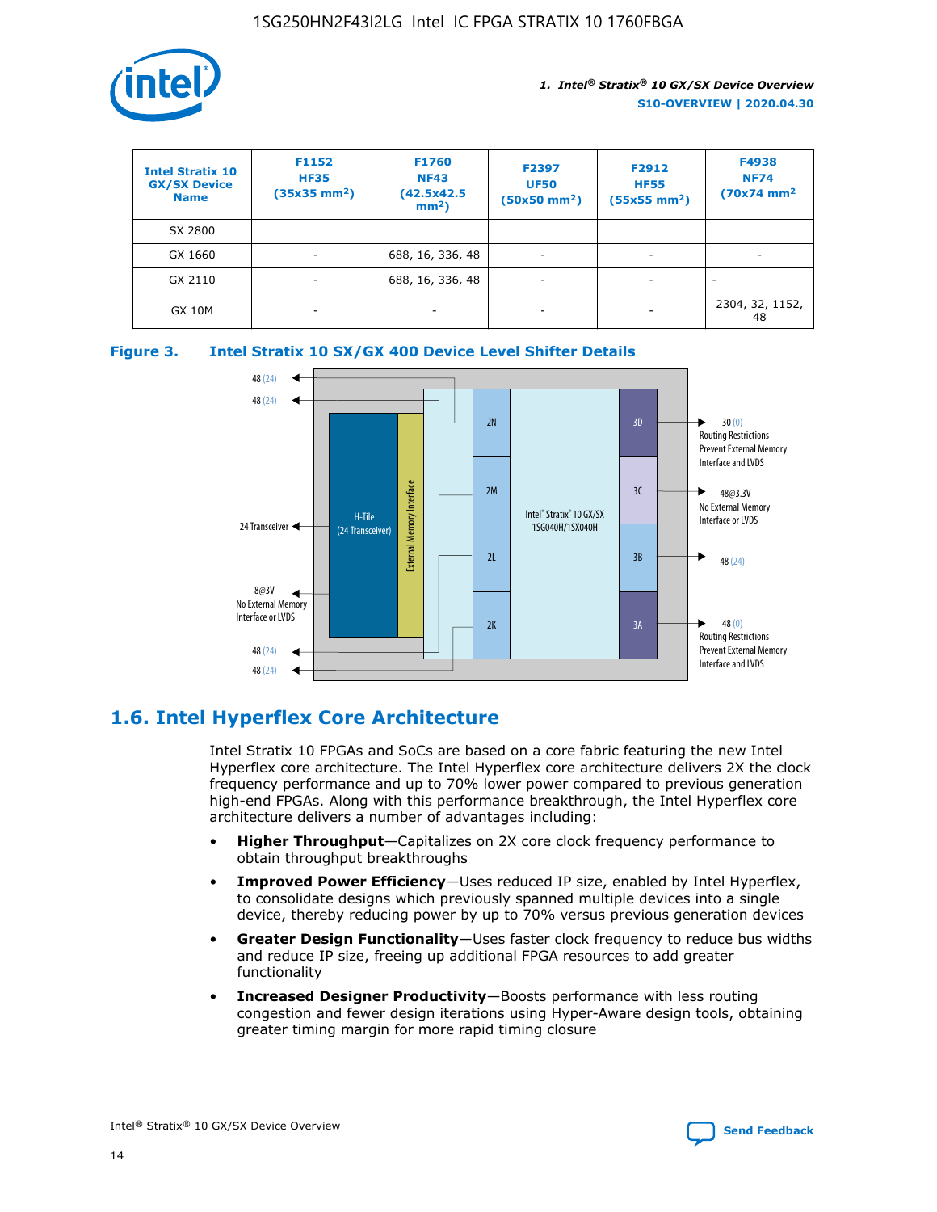| Intel Stratix 10 GX/SX Device Name | F1152 HF35 (35x35 mm²) | F1760 NF43 (42.5x42.5 mm²) | F2397 UF50 (50x50 mm²) | F2912 HF55 (55x55 mm²) | F4938 NF74 (70x74 mm² |
|---|---|---|---|---|---|
| SX 2800 | | | | | |
| GX 1660 | - | 688, 16, 336, 48 | - | - | - |
| GX 2110 | - | 688, 16, 336, 48 | - | - | - |
| GX 10M | - | - | - | - | 2304, 32, 1152, 48 |

**Figure 3. Intel Stratix 10 SX/GX 400 Device Level Shifter Details**

## 1.6. Intel Hyperflex Core Architecture

Intel Stratix 10 FPGAs and SoCs are based on a core fabric featuring the new Intel Hyperflex core architecture. The Intel Hyperflex core architecture delivers 2X the clock frequency performance and up to 70% lower power compared to previous generation high-end FPGAs. Along with this performance breakthrough, the Intel Hyperflex core architecture delivers a number of advantages including:

- **Higher Throughput**—Capitalizes on 2X core clock frequency performance to obtain throughput breakthroughs
- **Improved Power Efficiency**—Uses reduced IP size, enabled by Intel Hyperflex, to consolidate designs which previously spanned multiple devices into a single device, thereby reducing power by up to 70% versus previous generation devices
- **Greater Design Functionality**—Uses faster clock frequency to reduce bus widths and reduce IP size, freeing up additional FPGA resources to add greater functionality
- **Increased Designer Productivity**—Boosts performance with less routing congestion and fewer design iterations using Hyper-Aware design tools, obtaining greater timing margin for more rapid timing closure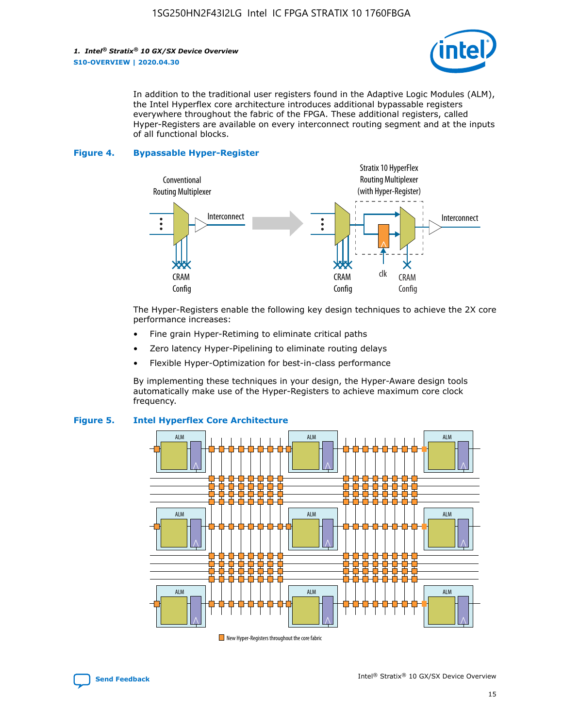In addition to the traditional user registers found in the Adaptive Logic Modules (ALM), the Intel Hyperflex core architecture introduces additional bypassable registers everywhere throughout the fabric of the FPGA. These additional registers, called Hyper-Registers are available on every interconnect routing segment and at the inputs of all functional blocks.

**Figure 4. Bypassable Hyper-Register**

The Hyper-Registers enable the following key design techniques to achieve the 2X core performance increases:

- Fine grain Hyper-Retiming to eliminate critical paths
- Zero latency Hyper-Pipelining to eliminate routing delays
- Flexible Hyper-Optimization for best-in-class performance

By implementing these techniques in your design, the Hyper-Aware design tools automatically make use of the Hyper-Registers to achieve maximum core clock frequency.

**Figure 5. Intel Hyperflex Core Architecture**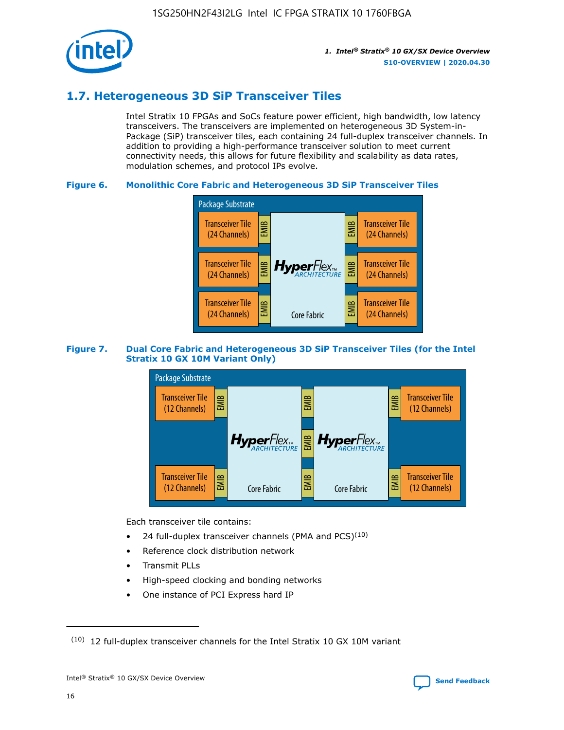## 1.7. Heterogeneous 3D SiP Transceiver Tiles

Intel Stratix 10 FPGAs and SoCs feature power efficient, high bandwidth, low latency transceivers. The transceivers are implemented on heterogeneous 3D System-in-Package (SiP) transceiver tiles, each containing 24 full-duplex transceiver channels. In addition to providing a high-performance transceiver solution to meet current connectivity needs, this allows for future flexibility and scalability as data rates, modulation schemes, and protocol IPs evolve.

**Figure 6. Monolithic Core Fabric and Heterogeneous 3D SiP Transceiver Tiles**

**Figure 7. Dual Core Fabric and Heterogeneous 3D SiP Transceiver Tiles (for the Intel Stratix 10 GX 10M Variant Only)**

Each transceiver tile contains:

- 24 full-duplex transceiver channels (PMA and PCS)[10]
- Reference clock distribution network
- Transmit PLLs
- High-speed clocking and bonding networks
- One instance of PCI Express hard IP

---

(10) 12 full-duplex transceiver channels for the Intel Stratix 10 GX 10M variant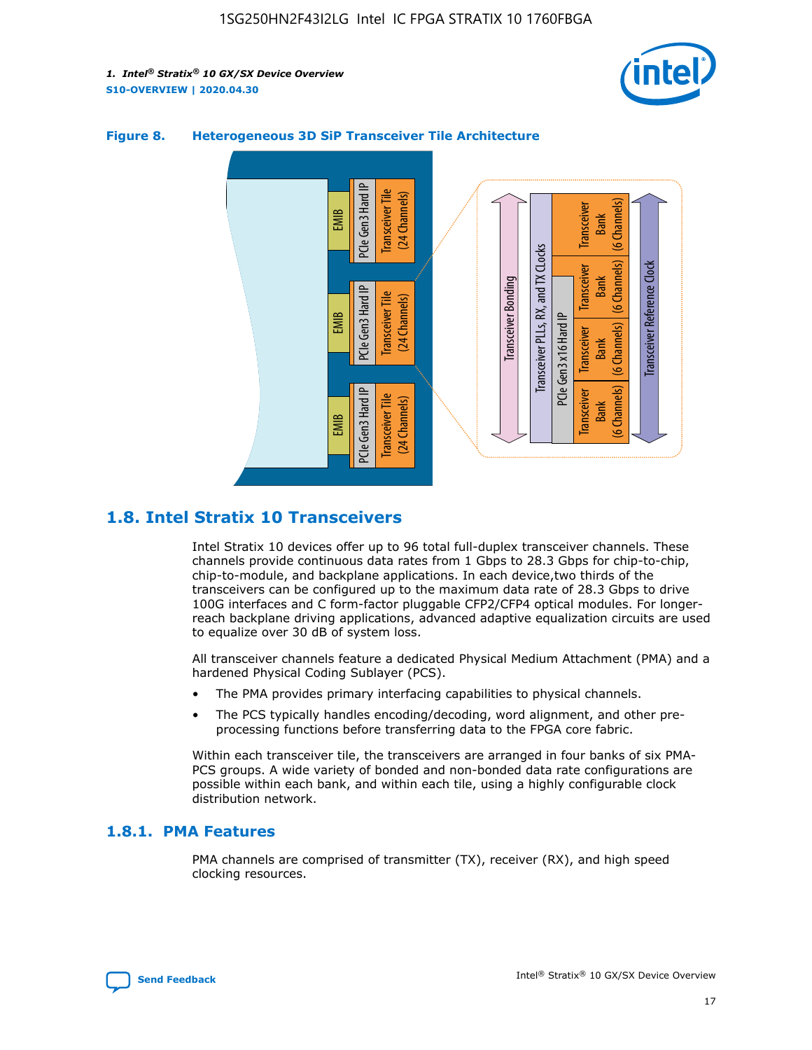**Figure 8. Heterogeneous 3D SiP Transceiver Tile Architecture**

## 1.8. Intel Stratix 10 Transceivers

Intel Stratix 10 devices offer up to 96 total full-duplex transceiver channels. These channels provide continuous data rates from 1 Gbps to 28.3 Gbps for chip-to-chip, chip-to-module, and backplane applications. In each device,two thirds of the transceivers can be configured up to the maximum data rate of 28.3 Gbps to drive 100G interfaces and C form-factor pluggable CFP2/CFP4 optical modules. For longer-reach backplane driving applications, advanced adaptive equalization circuits are used to equalize over 30 dB of system loss.

All transceiver channels feature a dedicated Physical Medium Attachment (PMA) and a hardened Physical Coding Sublayer (PCS).

- The PMA provides primary interfacing capabilities to physical channels.
- The PCS typically handles encoding/decoding, word alignment, and other pre-processing functions before transferring data to the FPGA core fabric.

Within each transceiver tile, the transceivers are arranged in four banks of six PMA-PCS groups. A wide variety of bonded and non-bonded data rate configurations are possible within each bank, and within each tile, using a highly configurable clock distribution network.

### 1.8.1. PMA Features

PMA channels are comprised of transmitter (TX), receiver (RX), and high speed clocking resources.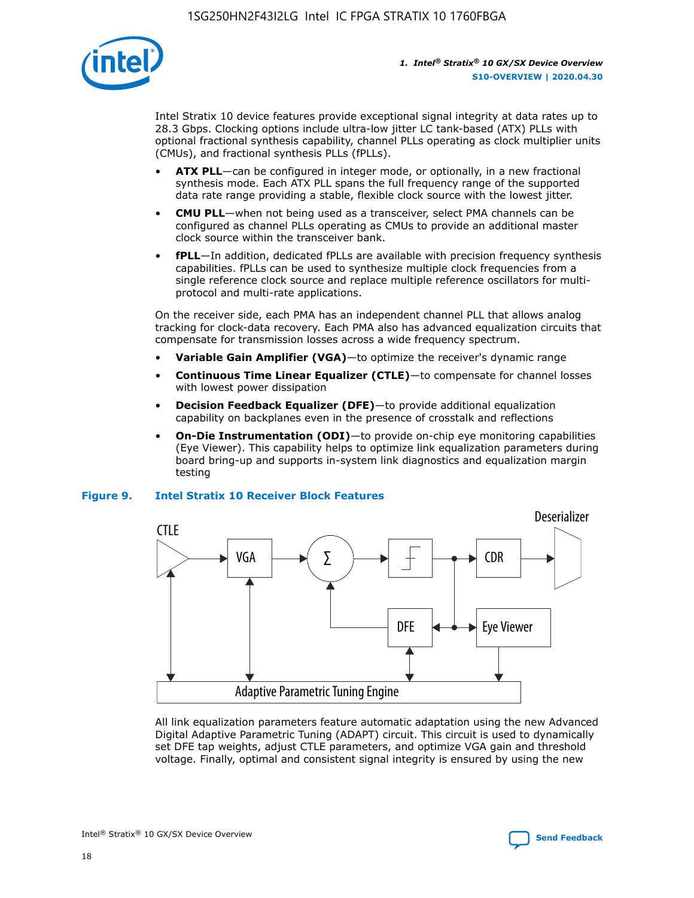Intel Stratix 10 device features provide exceptional signal integrity at data rates up to 28.3 Gbps. Clocking options include ultra-low jitter LC tank-based (ATX) PLLs with optional fractional synthesis capability, channel PLLs operating as clock multiplier units (CMUs), and fractional synthesis PLLs (fPLLs).

- **ATX PLL**—can be configured in integer mode, or optionally, in a new fractional synthesis mode. Each ATX PLL spans the full frequency range of the supported data rate range providing a stable, flexible clock source with the lowest jitter.
- **CMU PLL**—when not being used as a transceiver, select PMA channels can be configured as channel PLLs operating as CMUs to provide an additional master clock source within the transceiver bank.
- **fPLL**—In addition, dedicated fPLLs are available with precision frequency synthesis capabilities. fPLLs can be used to synthesize multiple clock frequencies from a single reference clock source and replace multiple reference oscillators for multi-protocol and multi-rate applications.

On the receiver side, each PMA has an independent channel PLL that allows analog tracking for clock-data recovery. Each PMA also has advanced equalization circuits that compensate for transmission losses across a wide frequency spectrum.

- **Variable Gain Amplifier (VGA)**—to optimize the receiver's dynamic range
- **Continuous Time Linear Equalizer (CTLE)**—to compensate for channel losses with lowest power dissipation
- **Decision Feedback Equalizer (DFE)**—to provide additional equalization capability on backplanes even in the presence of crosstalk and reflections
- **On-Die Instrumentation (ODI)**—to provide on-chip eye monitoring capabilities (Eye Viewer). This capability helps to optimize link equalization parameters during board bring-up and supports in-system link diagnostics and equalization margin testing

**Figure 9. Intel Stratix 10 Receiver Block Features**

CTLE → VGA → Σ → (slicer) → CDR → Deserializer; DFE; Eye Viewer; Adaptive Parametric Tuning Engine

All link equalization parameters feature automatic adaptation using the new Advanced Digital Adaptive Parametric Tuning (ADAPT) circuit. This circuit is used to dynamically set DFE tap weights, adjust CTLE parameters, and optimize VGA gain and threshold voltage. Finally, optimal and consistent signal integrity is ensured by using the new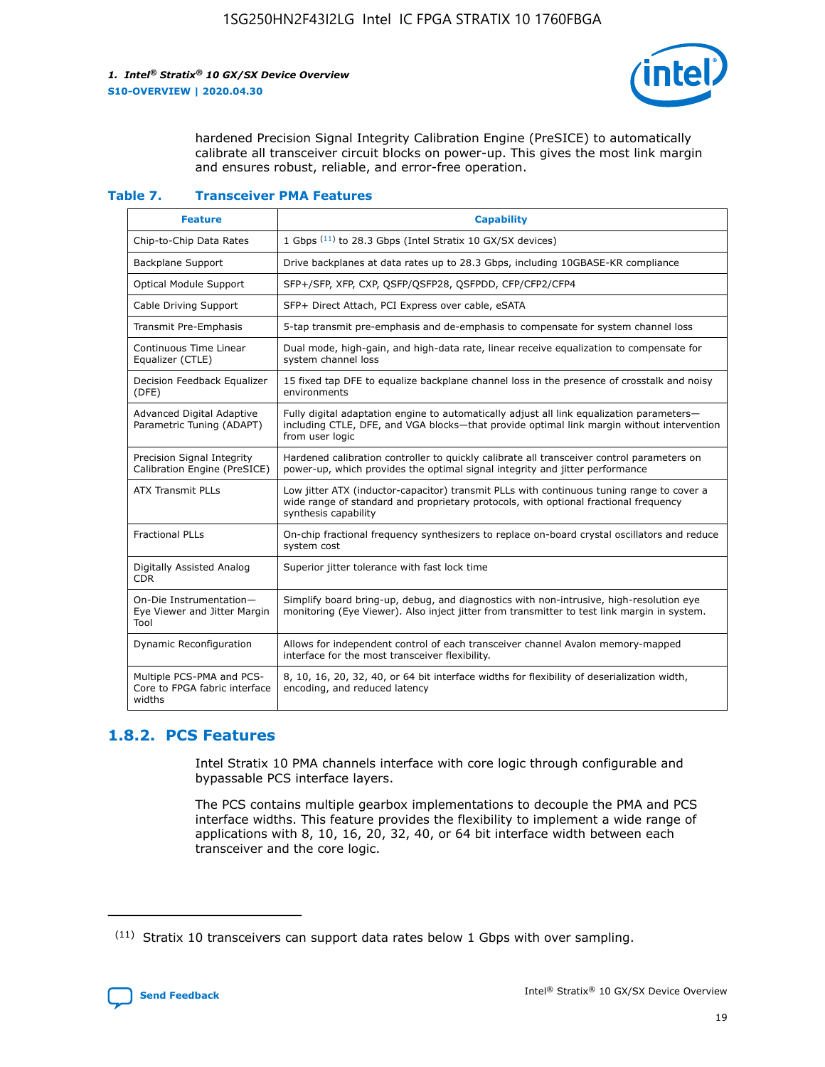hardened Precision Signal Integrity Calibration Engine (PreSICE) to automatically calibrate all transceiver circuit blocks on power-up. This gives the most link margin and ensures robust, reliable, and error-free operation.

**Table 7. Transceiver PMA Features**

| Feature | Capability |
| --- | --- |
| Chip-to-Chip Data Rates | 1 Gbps [11] to 28.3 Gbps (Intel Stratix 10 GX/SX devices) |
| Backplane Support | Drive backplanes at data rates up to 28.3 Gbps, including 10GBASE-KR compliance |
| Optical Module Support | SFP+/SFP, XFP, CXP, QSFP/QSFP28, QSFPDD, CFP/CFP2/CFP4 |
| Cable Driving Support | SFP+ Direct Attach, PCI Express over cable, eSATA |
| Transmit Pre-Emphasis | 5-tap transmit pre-emphasis and de-emphasis to compensate for system channel loss |
| Continuous Time Linear Equalizer (CTLE) | Dual mode, high-gain, and high-data rate, linear receive equalization to compensate for system channel loss |
| Decision Feedback Equalizer (DFE) | 15 fixed tap DFE to equalize backplane channel loss in the presence of crosstalk and noisy environments |
| Advanced Digital Adaptive Parametric Tuning (ADAPT) | Fully digital adaptation engine to automatically adjust all link equalization parameters—including CTLE, DFE, and VGA blocks—that provide optimal link margin without intervention from user logic |
| Precision Signal Integrity Calibration Engine (PreSICE) | Hardened calibration controller to quickly calibrate all transceiver control parameters on power-up, which provides the optimal signal integrity and jitter performance |
| ATX Transmit PLLs | Low jitter ATX (inductor-capacitor) transmit PLLs with continuous tuning range to cover a wide range of standard and proprietary protocols, with optional fractional frequency synthesis capability |
| Fractional PLLs | On-chip fractional frequency synthesizers to replace on-board crystal oscillators and reduce system cost |
| Digitally Assisted Analog CDR | Superior jitter tolerance with fast lock time |
| On-Die Instrumentation—Eye Viewer and Jitter Margin Tool | Simplify board bring-up, debug, and diagnostics with non-intrusive, high-resolution eye monitoring (Eye Viewer). Also inject jitter from transmitter to test link margin in system. |
| Dynamic Reconfiguration | Allows for independent control of each transceiver channel Avalon memory-mapped interface for the most transceiver flexibility. |
| Multiple PCS-PMA and PCS-Core to FPGA fabric interface widths | 8, 10, 16, 20, 32, 40, or 64 bit interface widths for flexibility of deserialization width, encoding, and reduced latency |

### 1.8.2. PCS Features

Intel Stratix 10 PMA channels interface with core logic through configurable and bypassable PCS interface layers.

The PCS contains multiple gearbox implementations to decouple the PMA and PCS interface widths. This feature provides the flexibility to implement a wide range of applications with 8, 10, 16, 20, 32, 40, or 64 bit interface width between each transceiver and the core logic.

[11] Stratix 10 transceivers can support data rates below 1 Gbps with over sampling.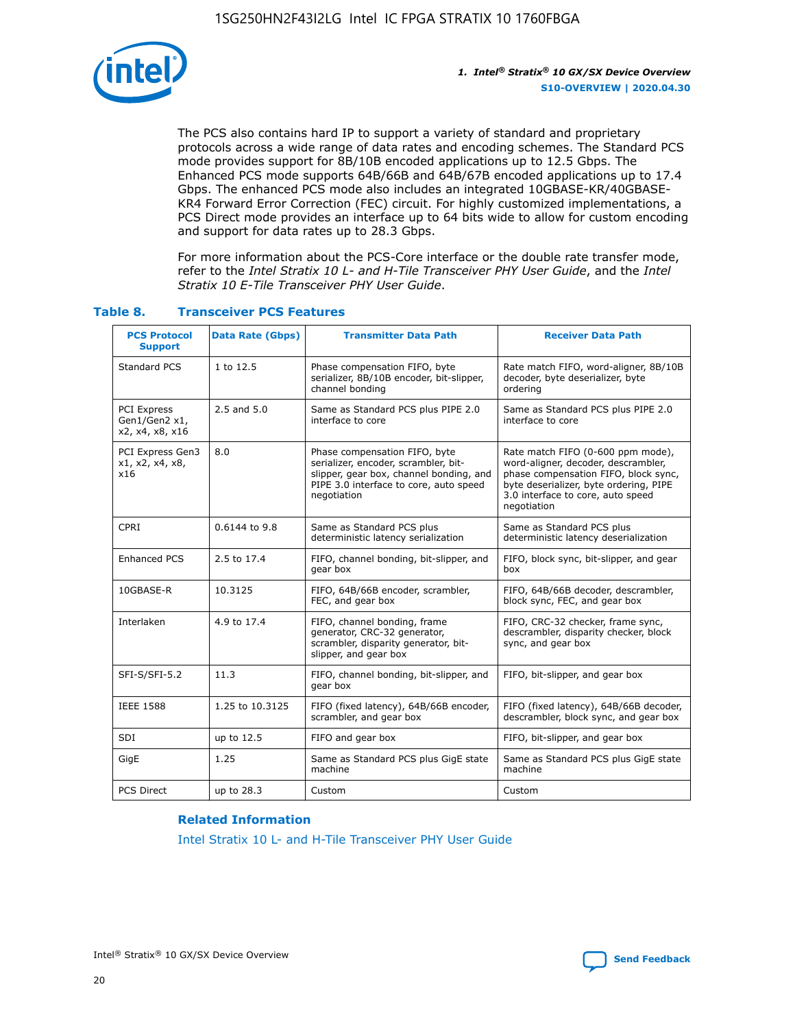The PCS also contains hard IP to support a variety of standard and proprietary protocols across a wide range of data rates and encoding schemes. The Standard PCS mode provides support for 8B/10B encoded applications up to 12.5 Gbps. The Enhanced PCS mode supports 64B/66B and 64B/67B encoded applications up to 17.4 Gbps. The enhanced PCS mode also includes an integrated 10GBASE-KR/40GBASE-KR4 Forward Error Correction (FEC) circuit. For highly customized implementations, a PCS Direct mode provides an interface up to 64 bits wide to allow for custom encoding and support for data rates up to 28.3 Gbps.

For more information about the PCS-Core interface or the double rate transfer mode, refer to the *Intel Stratix 10 L- and H-Tile Transceiver PHY User Guide*, and the *Intel Stratix 10 E-Tile Transceiver PHY User Guide*.

### Table 8. Transceiver PCS Features

| PCS Protocol Support | Data Rate (Gbps) | Transmitter Data Path | Receiver Data Path |
|---|---|---|---|
| Standard PCS | 1 to 12.5 | Phase compensation FIFO, byte serializer, 8B/10B encoder, bit-slipper, channel bonding | Rate match FIFO, word-aligner, 8B/10B decoder, byte deserializer, byte ordering |
| PCI Express Gen1/Gen2 x1, x2, x4, x8, x16 | 2.5 and 5.0 | Same as Standard PCS plus PIPE 2.0 interface to core | Same as Standard PCS plus PIPE 2.0 interface to core |
| PCI Express Gen3 x1, x2, x4, x8, x16 | 8.0 | Phase compensation FIFO, byte serializer, encoder, scrambler, bit-slipper, gear box, channel bonding, and PIPE 3.0 interface to core, auto speed negotiation | Rate match FIFO (0-600 ppm mode), word-aligner, decoder, descrambler, phase compensation FIFO, block sync, byte deserializer, byte ordering, PIPE 3.0 interface to core, auto speed negotiation |
| CPRI | 0.6144 to 9.8 | Same as Standard PCS plus deterministic latency serialization | Same as Standard PCS plus deterministic latency deserialization |
| Enhanced PCS | 2.5 to 17.4 | FIFO, channel bonding, bit-slipper, and gear box | FIFO, block sync, bit-slipper, and gear box |
| 10GBASE-R | 10.3125 | FIFO, 64B/66B encoder, scrambler, FEC, and gear box | FIFO, 64B/66B decoder, descrambler, block sync, FEC, and gear box |
| Interlaken | 4.9 to 17.4 | FIFO, channel bonding, frame generator, CRC-32 generator, scrambler, disparity generator, bit-slipper, and gear box | FIFO, CRC-32 checker, frame sync, descrambler, disparity checker, block sync, and gear box |
| SFI-S/SFI-5.2 | 11.3 | FIFO, channel bonding, bit-slipper, and gear box | FIFO, bit-slipper, and gear box |
| IEEE 1588 | 1.25 to 10.3125 | FIFO (fixed latency), 64B/66B encoder, scrambler, and gear box | FIFO (fixed latency), 64B/66B decoder, descrambler, block sync, and gear box |
| SDI | up to 12.5 | FIFO and gear box | FIFO, bit-slipper, and gear box |
| GigE | 1.25 | Same as Standard PCS plus GigE state machine | Same as Standard PCS plus GigE state machine |
| PCS Direct | up to 28.3 | Custom | Custom |

**Related Information**

Intel Stratix 10 L- and H-Tile Transceiver PHY User Guide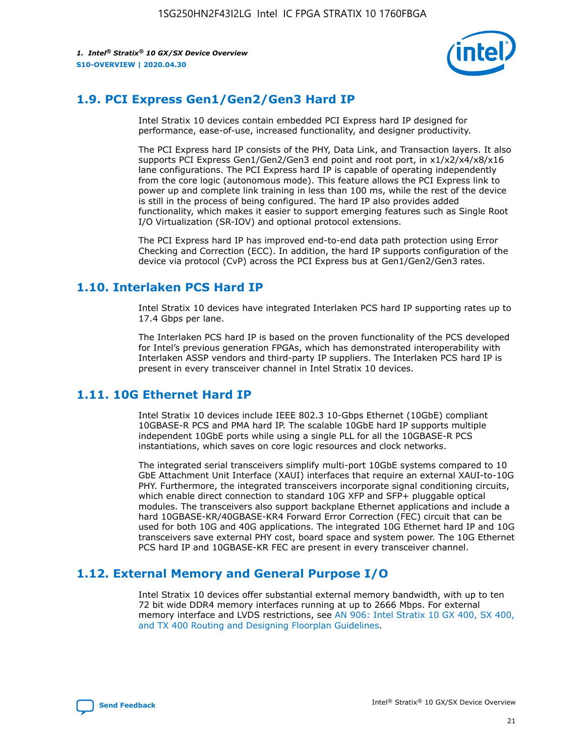## 1.9. PCI Express Gen1/Gen2/Gen3 Hard IP

Intel Stratix 10 devices contain embedded PCI Express hard IP designed for performance, ease-of-use, increased functionality, and designer productivity.

The PCI Express hard IP consists of the PHY, Data Link, and Transaction layers. It also supports PCI Express Gen1/Gen2/Gen3 end point and root port, in x1/x2/x4/x8/x16 lane configurations. The PCI Express hard IP is capable of operating independently from the core logic (autonomous mode). This feature allows the PCI Express link to power up and complete link training in less than 100 ms, while the rest of the device is still in the process of being configured. The hard IP also provides added functionality, which makes it easier to support emerging features such as Single Root I/O Virtualization (SR-IOV) and optional protocol extensions.

The PCI Express hard IP has improved end-to-end data path protection using Error Checking and Correction (ECC). In addition, the hard IP supports configuration of the device via protocol (CvP) across the PCI Express bus at Gen1/Gen2/Gen3 rates.

## 1.10. Interlaken PCS Hard IP

Intel Stratix 10 devices have integrated Interlaken PCS hard IP supporting rates up to 17.4 Gbps per lane.

The Interlaken PCS hard IP is based on the proven functionality of the PCS developed for Intel's previous generation FPGAs, which has demonstrated interoperability with Interlaken ASSP vendors and third-party IP suppliers. The Interlaken PCS hard IP is present in every transceiver channel in Intel Stratix 10 devices.

## 1.11. 10G Ethernet Hard IP

Intel Stratix 10 devices include IEEE 802.3 10-Gbps Ethernet (10GbE) compliant 10GBASE-R PCS and PMA hard IP. The scalable 10GbE hard IP supports multiple independent 10GbE ports while using a single PLL for all the 10GBASE-R PCS instantiations, which saves on core logic resources and clock networks.

The integrated serial transceivers simplify multi-port 10GbE systems compared to 10 GbE Attachment Unit Interface (XAUI) interfaces that require an external XAUI-to-10G PHY. Furthermore, the integrated transceivers incorporate signal conditioning circuits, which enable direct connection to standard 10G XFP and SFP+ pluggable optical modules. The transceivers also support backplane Ethernet applications and include a hard 10GBASE-KR/40GBASE-KR4 Forward Error Correction (FEC) circuit that can be used for both 10G and 40G applications. The integrated 10G Ethernet hard IP and 10G transceivers save external PHY cost, board space and system power. The 10G Ethernet PCS hard IP and 10GBASE-KR FEC are present in every transceiver channel.

## 1.12. External Memory and General Purpose I/O

Intel Stratix 10 devices offer substantial external memory bandwidth, with up to ten 72 bit wide DDR4 memory interfaces running at up to 2666 Mbps. For external memory interface and LVDS restrictions, see AN 906: Intel Stratix 10 GX 400, SX 400, and TX 400 Routing and Designing Floorplan Guidelines.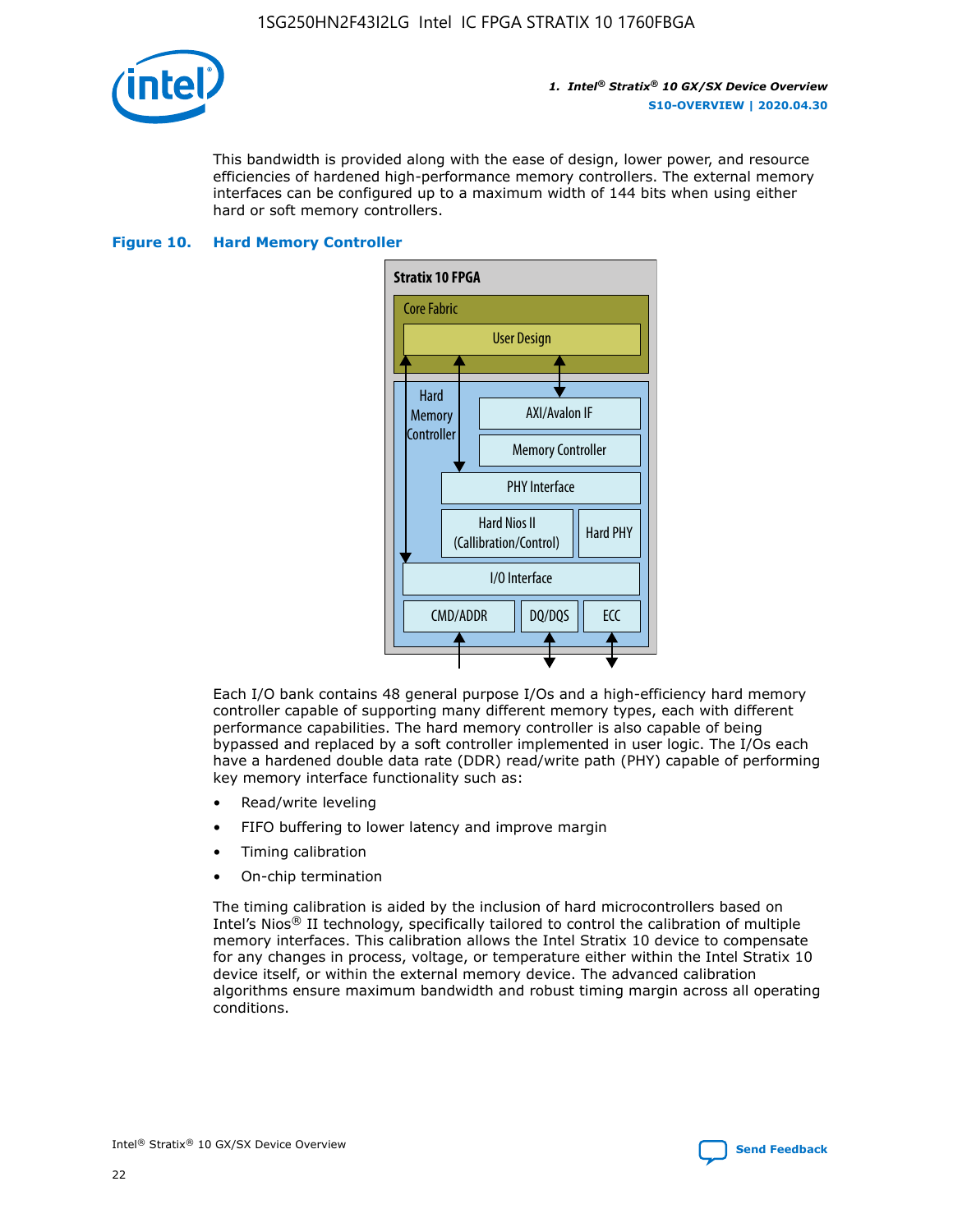This bandwidth is provided along with the ease of design, lower power, and resource efficiencies of hardened high-performance memory controllers. The external memory interfaces can be configured up to a maximum width of 144 bits when using either hard or soft memory controllers.

**Figure 10. Hard Memory Controller**

Each I/O bank contains 48 general purpose I/Os and a high-efficiency hard memory controller capable of supporting many different memory types, each with different performance capabilities. The hard memory controller is also capable of being bypassed and replaced by a soft controller implemented in user logic. The I/Os each have a hardened double data rate (DDR) read/write path (PHY) capable of performing key memory interface functionality such as:

- Read/write leveling
- FIFO buffering to lower latency and improve margin
- Timing calibration
- On-chip termination

The timing calibration is aided by the inclusion of hard microcontrollers based on Intel's Nios® II technology, specifically tailored to control the calibration of multiple memory interfaces. This calibration allows the Intel Stratix 10 device to compensate for any changes in process, voltage, or temperature either within the Intel Stratix 10 device itself, or within the external memory device. The advanced calibration algorithms ensure maximum bandwidth and robust timing margin across all operating conditions.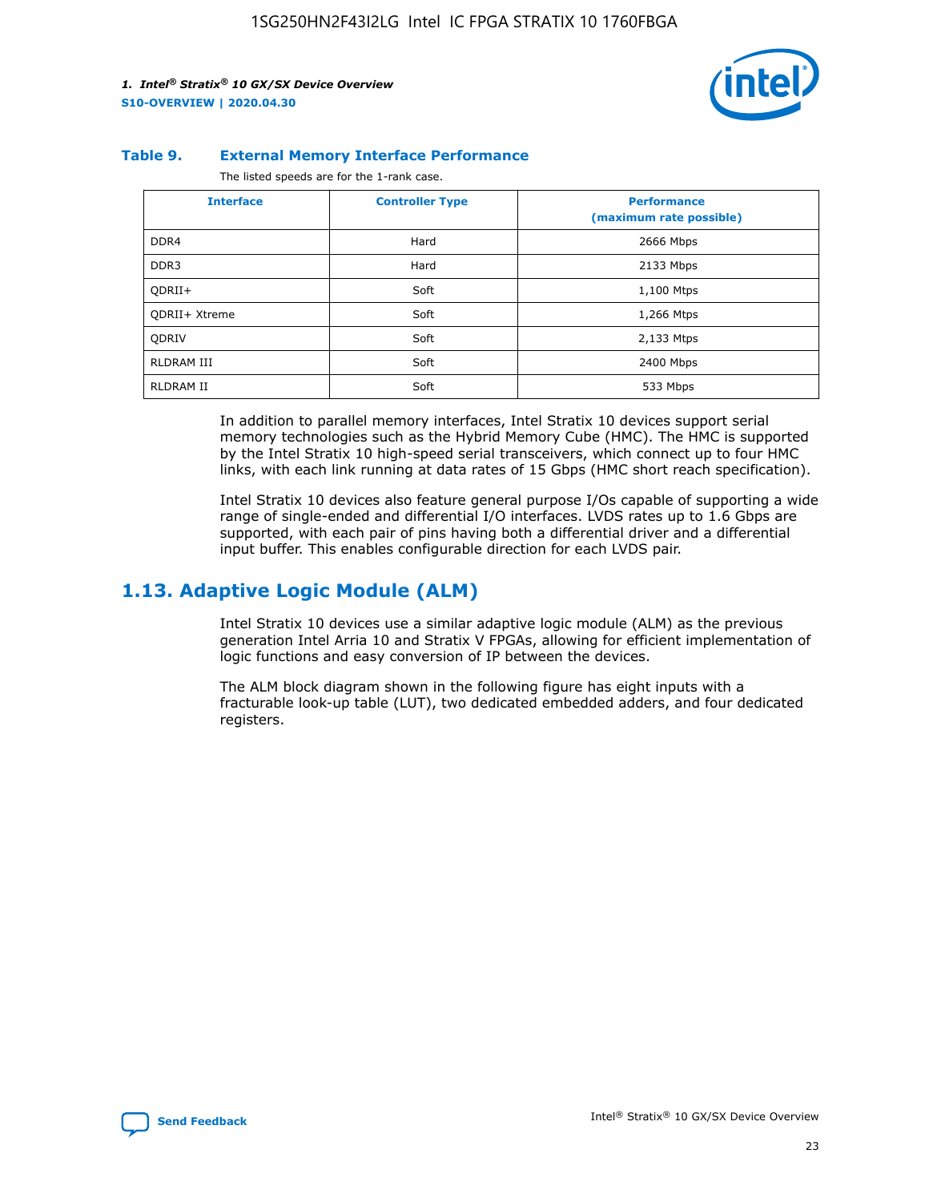**Table 9. External Memory Interface Performance**

The listed speeds are for the 1-rank case.

| Interface | Controller Type | Performance (maximum rate possible) |
|---|---|---|
| DDR4 | Hard | 2666 Mbps |
| DDR3 | Hard | 2133 Mbps |
| QDRII+ | Soft | 1,100 Mtps |
| QDRII+ Xtreme | Soft | 1,266 Mtps |
| QDRIV | Soft | 2,133 Mtps |
| RLDRAM III | Soft | 2400 Mbps |
| RLDRAM II | Soft | 533 Mbps |

In addition to parallel memory interfaces, Intel Stratix 10 devices support serial memory technologies such as the Hybrid Memory Cube (HMC). The HMC is supported by the Intel Stratix 10 high-speed serial transceivers, which connect up to four HMC links, with each link running at data rates of 15 Gbps (HMC short reach specification).

Intel Stratix 10 devices also feature general purpose I/Os capable of supporting a wide range of single-ended and differential I/O interfaces. LVDS rates up to 1.6 Gbps are supported, with each pair of pins having both a differential driver and a differential input buffer. This enables configurable direction for each LVDS pair.

## 1.13. Adaptive Logic Module (ALM)

Intel Stratix 10 devices use a similar adaptive logic module (ALM) as the previous generation Intel Arria 10 and Stratix V FPGAs, allowing for efficient implementation of logic functions and easy conversion of IP between the devices.

The ALM block diagram shown in the following figure has eight inputs with a fracturable look-up table (LUT), two dedicated embedded adders, and four dedicated registers.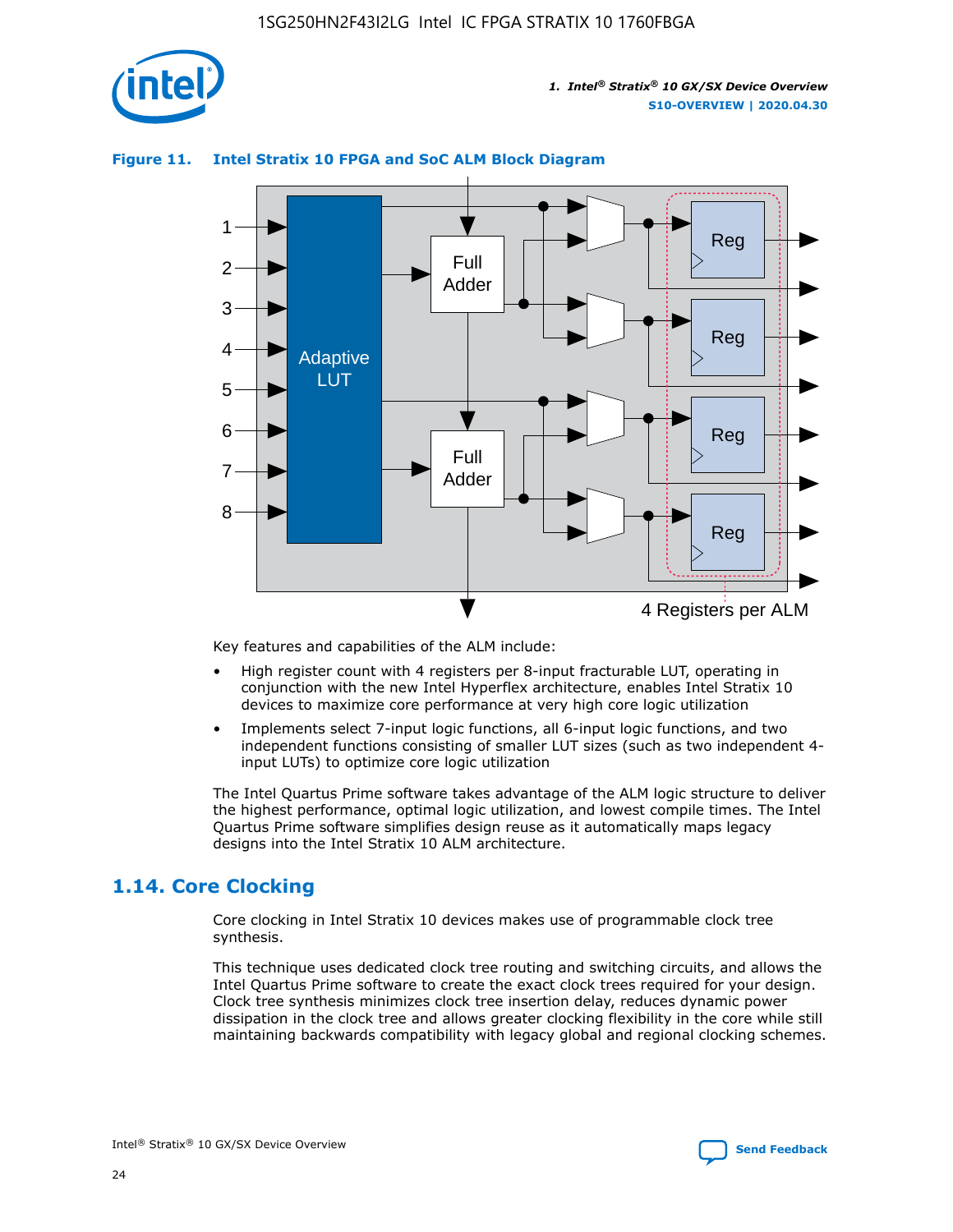**Figure 11. Intel Stratix 10 FPGA and SoC ALM Block Diagram**

Key features and capabilities of the ALM include:

- High register count with 4 registers per 8-input fracturable LUT, operating in conjunction with the new Intel Hyperflex architecture, enables Intel Stratix 10 devices to maximize core performance at very high core logic utilization
- Implements select 7-input logic functions, all 6-input logic functions, and two independent functions consisting of smaller LUT sizes (such as two independent 4-input LUTs) to optimize core logic utilization

The Intel Quartus Prime software takes advantage of the ALM logic structure to deliver the highest performance, optimal logic utilization, and lowest compile times. The Intel Quartus Prime software simplifies design reuse as it automatically maps legacy designs into the Intel Stratix 10 ALM architecture.

## 1.14. Core Clocking

Core clocking in Intel Stratix 10 devices makes use of programmable clock tree synthesis.

This technique uses dedicated clock tree routing and switching circuits, and allows the Intel Quartus Prime software to create the exact clock trees required for your design. Clock tree synthesis minimizes clock tree insertion delay, reduces dynamic power dissipation in the clock tree and allows greater clocking flexibility in the core while still maintaining backwards compatibility with legacy global and regional clocking schemes.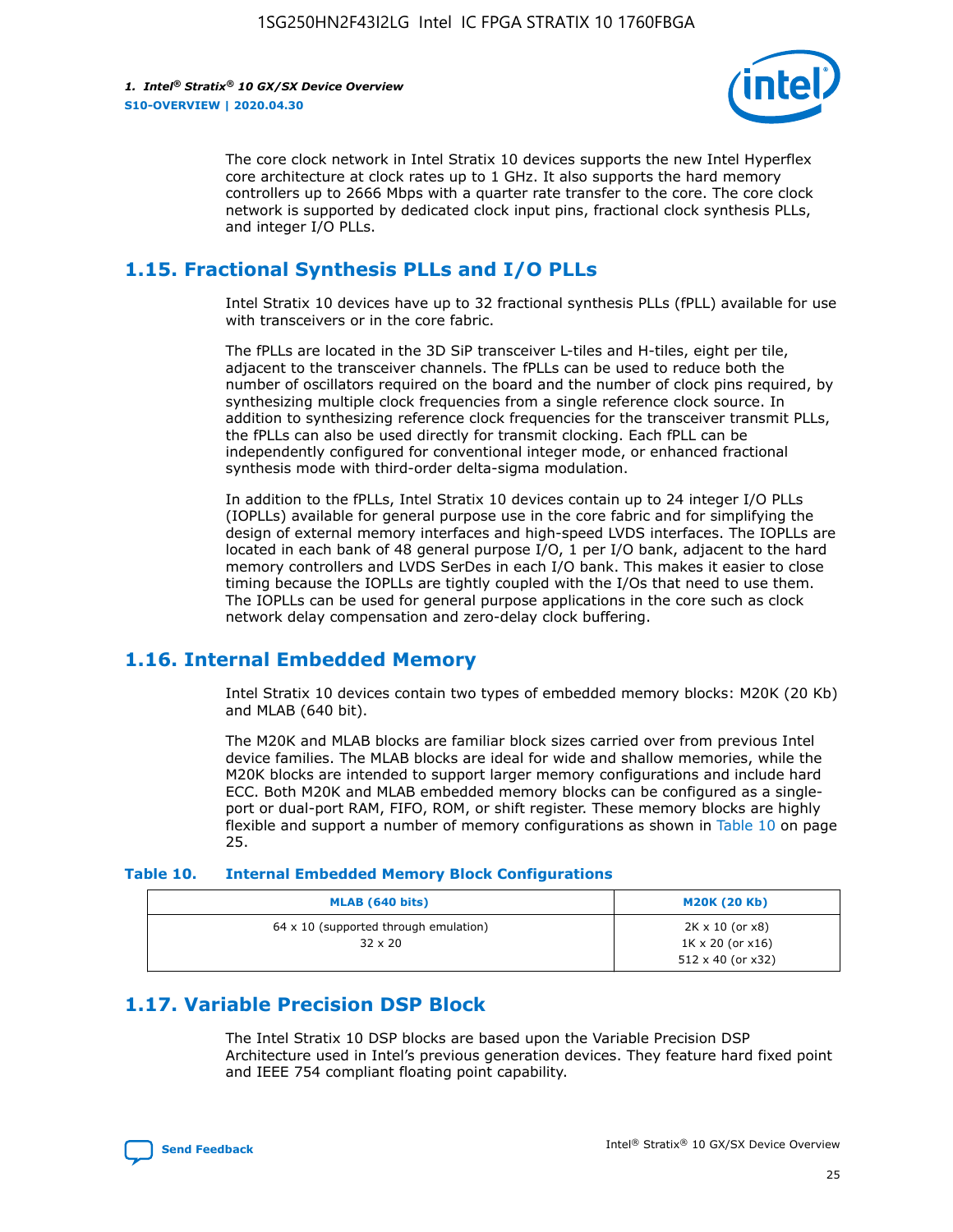The core clock network in Intel Stratix 10 devices supports the new Intel Hyperflex core architecture at clock rates up to 1 GHz. It also supports the hard memory controllers up to 2666 Mbps with a quarter rate transfer to the core. The core clock network is supported by dedicated clock input pins, fractional clock synthesis PLLs, and integer I/O PLLs.

## 1.15. Fractional Synthesis PLLs and I/O PLLs

Intel Stratix 10 devices have up to 32 fractional synthesis PLLs (fPLL) available for use with transceivers or in the core fabric.

The fPLLs are located in the 3D SiP transceiver L-tiles and H-tiles, eight per tile, adjacent to the transceiver channels. The fPLLs can be used to reduce both the number of oscillators required on the board and the number of clock pins required, by synthesizing multiple clock frequencies from a single reference clock source. In addition to synthesizing reference clock frequencies for the transceiver transmit PLLs, the fPLLs can also be used directly for transmit clocking. Each fPLL can be independently configured for conventional integer mode, or enhanced fractional synthesis mode with third-order delta-sigma modulation.

In addition to the fPLLs, Intel Stratix 10 devices contain up to 24 integer I/O PLLs (IOPLLs) available for general purpose use in the core fabric and for simplifying the design of external memory interfaces and high-speed LVDS interfaces. The IOPLLs are located in each bank of 48 general purpose I/O, 1 per I/O bank, adjacent to the hard memory controllers and LVDS SerDes in each I/O bank. This makes it easier to close timing because the IOPLLs are tightly coupled with the I/Os that need to use them. The IOPLLs can be used for general purpose applications in the core such as clock network delay compensation and zero-delay clock buffering.

## 1.16. Internal Embedded Memory

Intel Stratix 10 devices contain two types of embedded memory blocks: M20K (20 Kb) and MLAB (640 bit).

The M20K and MLAB blocks are familiar block sizes carried over from previous Intel device families. The MLAB blocks are ideal for wide and shallow memories, while the M20K blocks are intended to support larger memory configurations and include hard ECC. Both M20K and MLAB embedded memory blocks can be configured as a single-port or dual-port RAM, FIFO, ROM, or shift register. These memory blocks are highly flexible and support a number of memory configurations as shown in Table 10 on page 25.

**Table 10. Internal Embedded Memory Block Configurations**

| MLAB (640 bits) | M20K (20 Kb) |
|---|---|
| 64 x 10 (supported through emulation)<br>32 x 20 | 2K x 10 (or x8)<br>1K x 20 (or x16)<br>512 x 40 (or x32) |

## 1.17. Variable Precision DSP Block

The Intel Stratix 10 DSP blocks are based upon the Variable Precision DSP Architecture used in Intel's previous generation devices. They feature hard fixed point and IEEE 754 compliant floating point capability.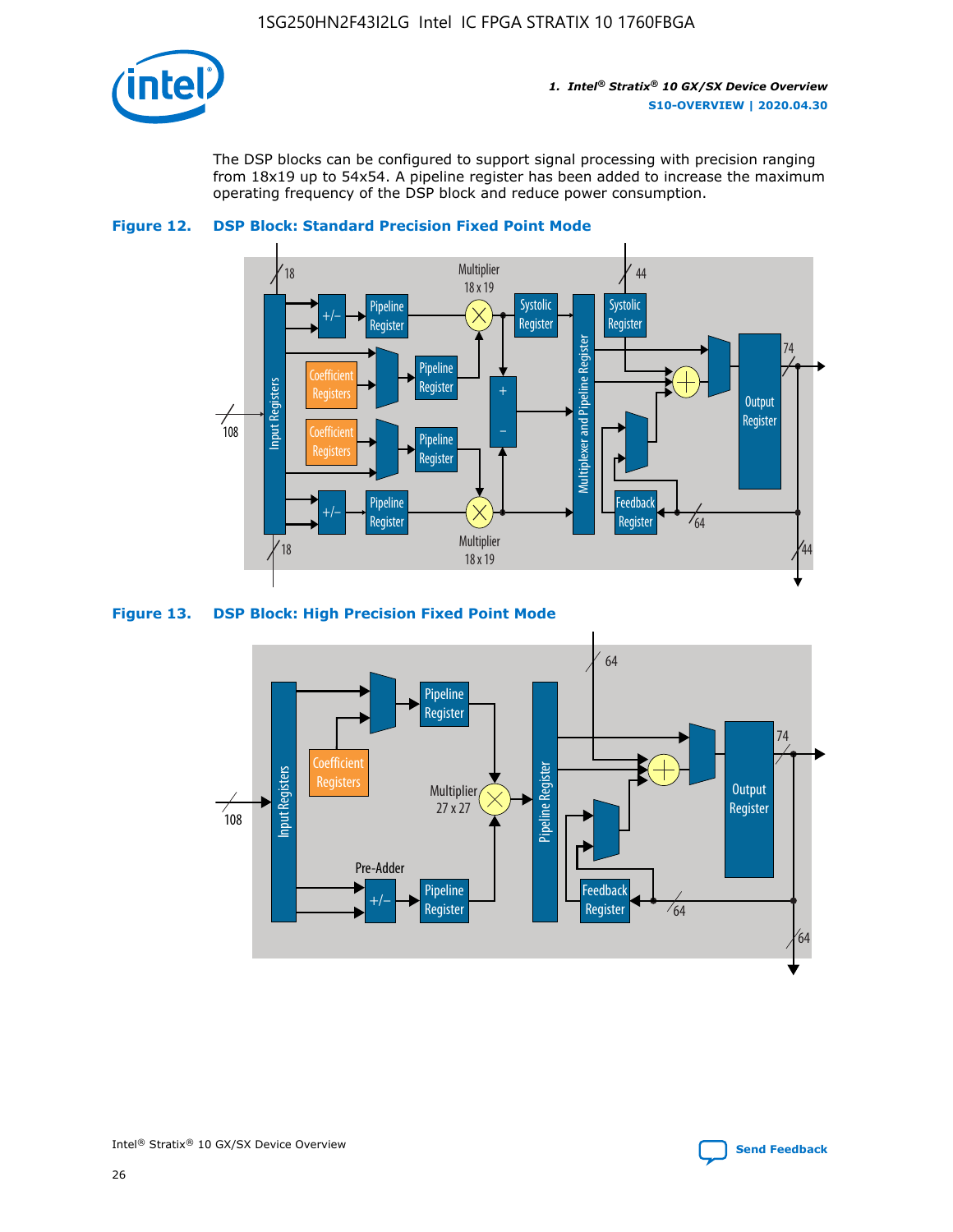The DSP blocks can be configured to support signal processing with precision ranging from 18x19 up to 54x54. A pipeline register has been added to increase the maximum operating frequency of the DSP block and reduce power consumption.

**Figure 12. DSP Block: Standard Precision Fixed Point Mode**

**Figure 13. DSP Block: High Precision Fixed Point Mode**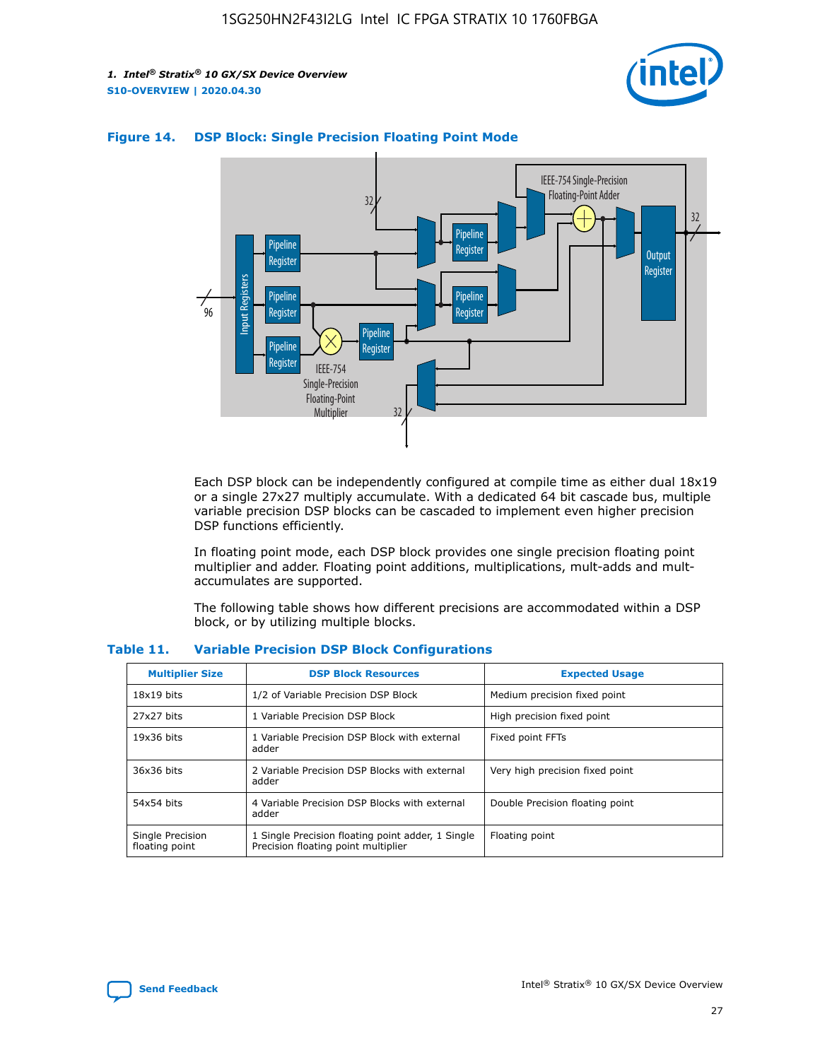**Figure 14. DSP Block: Single Precision Floating Point Mode**

Each DSP block can be independently configured at compile time as either dual 18x19 or a single 27x27 multiply accumulate. With a dedicated 64 bit cascade bus, multiple variable precision DSP blocks can be cascaded to implement even higher precision DSP functions efficiently.

In floating point mode, each DSP block provides one single precision floating point multiplier and adder. Floating point additions, multiplications, mult-adds and mult-accumulates are supported.

The following table shows how different precisions are accommodated within a DSP block, or by utilizing multiple blocks.

**Table 11. Variable Precision DSP Block Configurations**

| Multiplier Size | DSP Block Resources | Expected Usage |
|---|---|---|
| 18x19 bits | 1/2 of Variable Precision DSP Block | Medium precision fixed point |
| 27x27 bits | 1 Variable Precision DSP Block | High precision fixed point |
| 19x36 bits | 1 Variable Precision DSP Block with external adder | Fixed point FFTs |
| 36x36 bits | 2 Variable Precision DSP Blocks with external adder | Very high precision fixed point |
| 54x54 bits | 4 Variable Precision DSP Blocks with external adder | Double Precision floating point |
| Single Precision floating point | 1 Single Precision floating point adder, 1 Single Precision floating point multiplier | Floating point |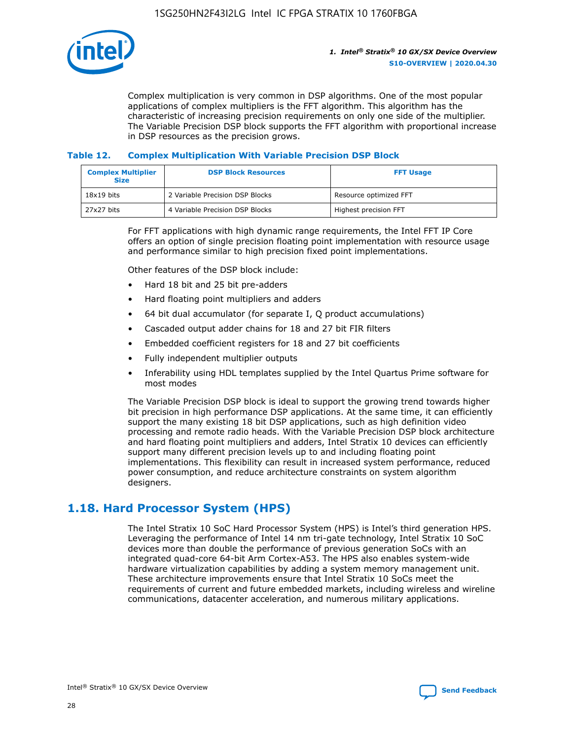Complex multiplication is very common in DSP algorithms. One of the most popular applications of complex multipliers is the FFT algorithm. This algorithm has the characteristic of increasing precision requirements on only one side of the multiplier. The Variable Precision DSP block supports the FFT algorithm with proportional increase in DSP resources as the precision grows.

**Table 12. Complex Multiplication With Variable Precision DSP Block**

| Complex Multiplier Size | DSP Block Resources | FFT Usage |
| --- | --- | --- |
| 18x19 bits | 2 Variable Precision DSP Blocks | Resource optimized FFT |
| 27x27 bits | 4 Variable Precision DSP Blocks | Highest precision FFT |

For FFT applications with high dynamic range requirements, the Intel FFT IP Core offers an option of single precision floating point implementation with resource usage and performance similar to high precision fixed point implementations.

Other features of the DSP block include:

- Hard 18 bit and 25 bit pre-adders
- Hard floating point multipliers and adders
- 64 bit dual accumulator (for separate I, Q product accumulations)
- Cascaded output adder chains for 18 and 27 bit FIR filters
- Embedded coefficient registers for 18 and 27 bit coefficients
- Fully independent multiplier outputs
- Inferability using HDL templates supplied by the Intel Quartus Prime software for most modes

The Variable Precision DSP block is ideal to support the growing trend towards higher bit precision in high performance DSP applications. At the same time, it can efficiently support the many existing 18 bit DSP applications, such as high definition video processing and remote radio heads. With the Variable Precision DSP block architecture and hard floating point multipliers and adders, Intel Stratix 10 devices can efficiently support many different precision levels up to and including floating point implementations. This flexibility can result in increased system performance, reduced power consumption, and reduce architecture constraints on system algorithm designers.

## 1.18. Hard Processor System (HPS)

The Intel Stratix 10 SoC Hard Processor System (HPS) is Intel's third generation HPS. Leveraging the performance of Intel 14 nm tri-gate technology, Intel Stratix 10 SoC devices more than double the performance of previous generation SoCs with an integrated quad-core 64-bit Arm Cortex-A53. The HPS also enables system-wide hardware virtualization capabilities by adding a system memory management unit. These architecture improvements ensure that Intel Stratix 10 SoCs meet the requirements of current and future embedded markets, including wireless and wireline communications, datacenter acceleration, and numerous military applications.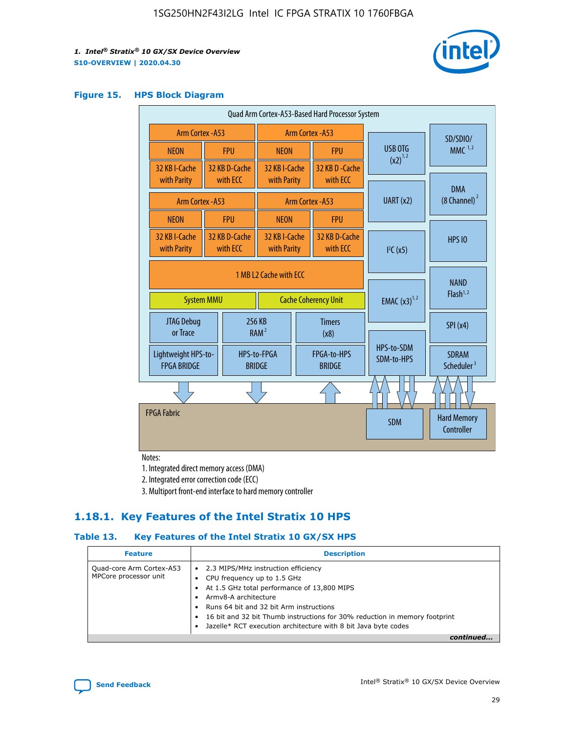### Figure 15. HPS Block Diagram

Quad Arm Cortex-A53-Based Hard Processor System

| Arm Cortex -A53 | | Arm Cortex -A53 | |
|---|---|---|---|
| NEON | FPU | NEON | FPU |
| 32 KB I-Cache with Parity | 32 KB D-Cache with ECC | 32 KB I-Cache with Parity | 32 KB D -Cache with ECC |

| Arm Cortex -A53 | | Arm Cortex -A53 | |
|---|---|---|---|
| NEON | FPU | NEON | FPU |
| 32 KB I-Cache with Parity | 32 KB D-Cache with ECC | 32 KB I-Cache with Parity | 32 KB D-Cache with ECC |

1 MB L2 Cache with ECC

System MMU | Cache Coherency Unit

JTAG Debug or Trace | 256 KB RAM [2] | Timers (x8)

Lightweight HPS-to-FPGA BRIDGE | HPS-to-FPGA BRIDGE | FPGA-to-HPS BRIDGE

USB OTG (x2) [1, 2]

UART (x2)

I²C (x5)

EMAC (x3) [1, 2]

HPS-to-SDM SDM-to-HPS

SD/SDIO/ MMC [1, 2]

DMA (8 Channel) [2]

HPS IO

NAND Flash [1, 2]

SPI (x4)

SDRAM Scheduler [3]

FPGA Fabric

SDM

Hard Memory Controller

Notes:

1. Integrated direct memory access (DMA)
2. Integrated error correction code (ECC)
3. Multiport front-end interface to hard memory controller

## 1.18.1. Key Features of the Intel Stratix 10 HPS

### Table 13. Key Features of the Intel Stratix 10 GX/SX HPS

| Feature | Description |
|---|---|
| Quad-core Arm Cortex-A53 MPCore processor unit | • 2.3 MIPS/MHz instruction efficiency<br>• CPU frequency up to 1.5 GHz<br>• At 1.5 GHz total performance of 13,800 MIPS<br>• Armv8-A architecture<br>• Runs 64 bit and 32 bit Arm instructions<br>• 16 bit and 32 bit Thumb instructions for 30% reduction in memory footprint<br>• Jazelle* RCT execution architecture with 8 bit Java byte codes |

*continued...*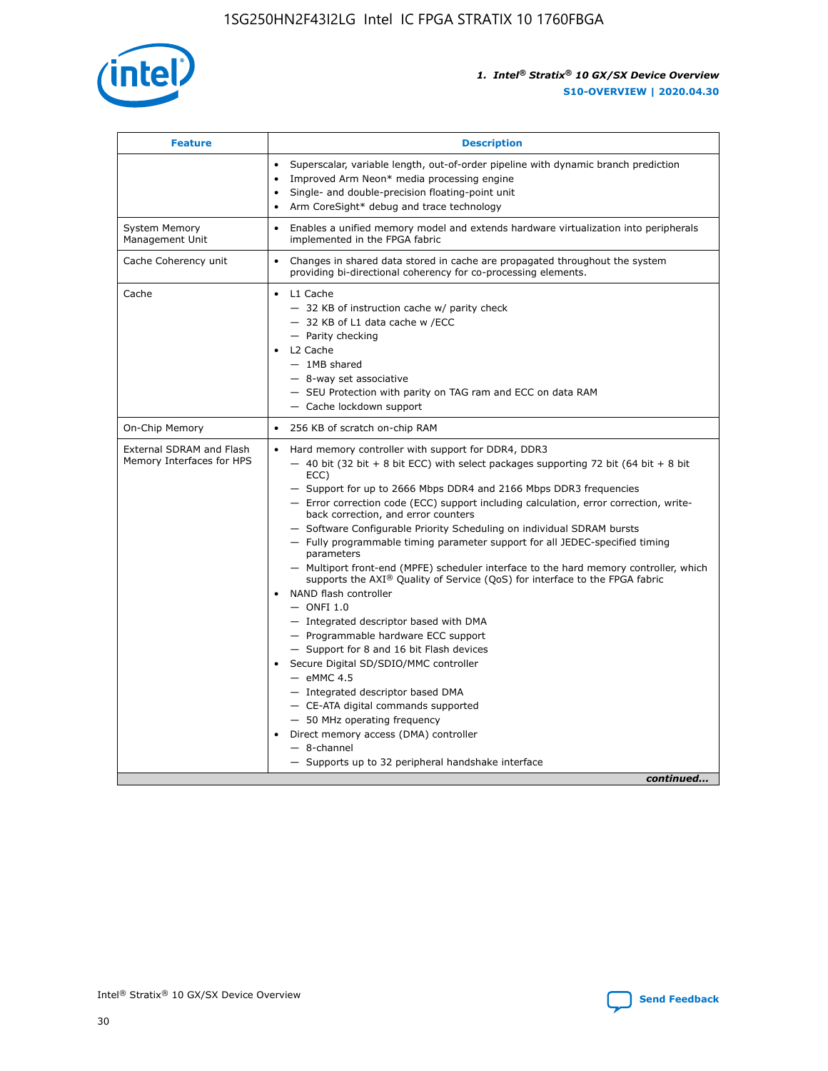| Feature | Description |
| --- | --- |
|  | • Superscalar, variable length, out-of-order pipeline with dynamic branch prediction<br>• Improved Arm Neon* media processing engine<br>• Single- and double-precision floating-point unit<br>• Arm CoreSight* debug and trace technology |
| System Memory Management Unit | • Enables a unified memory model and extends hardware virtualization into peripherals implemented in the FPGA fabric |
| Cache Coherency unit | • Changes in shared data stored in cache are propagated throughout the system providing bi-directional coherency for co-processing elements. |
| Cache | • L1 Cache<br>— 32 KB of instruction cache w/ parity check<br>— 32 KB of L1 data cache w /ECC<br>— Parity checking<br>• L2 Cache<br>— 1MB shared<br>— 8-way set associative<br>— SEU Protection with parity on TAG ram and ECC on data RAM<br>— Cache lockdown support |
| On-Chip Memory | • 256 KB of scratch on-chip RAM |
| External SDRAM and Flash Memory Interfaces for HPS | • Hard memory controller with support for DDR4, DDR3<br>— 40 bit (32 bit + 8 bit ECC) with select packages supporting 72 bit (64 bit + 8 bit ECC)<br>— Support for up to 2666 Mbps DDR4 and 2166 Mbps DDR3 frequencies<br>— Error correction code (ECC) support including calculation, error correction, write-back correction, and error counters<br>— Software Configurable Priority Scheduling on individual SDRAM bursts<br>— Fully programmable timing parameter support for all JEDEC-specified timing parameters<br>— Multiport front-end (MPFE) scheduler interface to the hard memory controller, which supports the AXI® Quality of Service (QoS) for interface to the FPGA fabric<br>• NAND flash controller<br>— ONFI 1.0<br>— Integrated descriptor based with DMA<br>— Programmable hardware ECC support<br>— Support for 8 and 16 bit Flash devices<br>• Secure Digital SD/SDIO/MMC controller<br>— eMMC 4.5<br>— Integrated descriptor based DMA<br>— CE-ATA digital commands supported<br>— 50 MHz operating frequency<br>• Direct memory access (DMA) controller<br>— 8-channel<br>— Supports up to 32 peripheral handshake interface |

*continued...*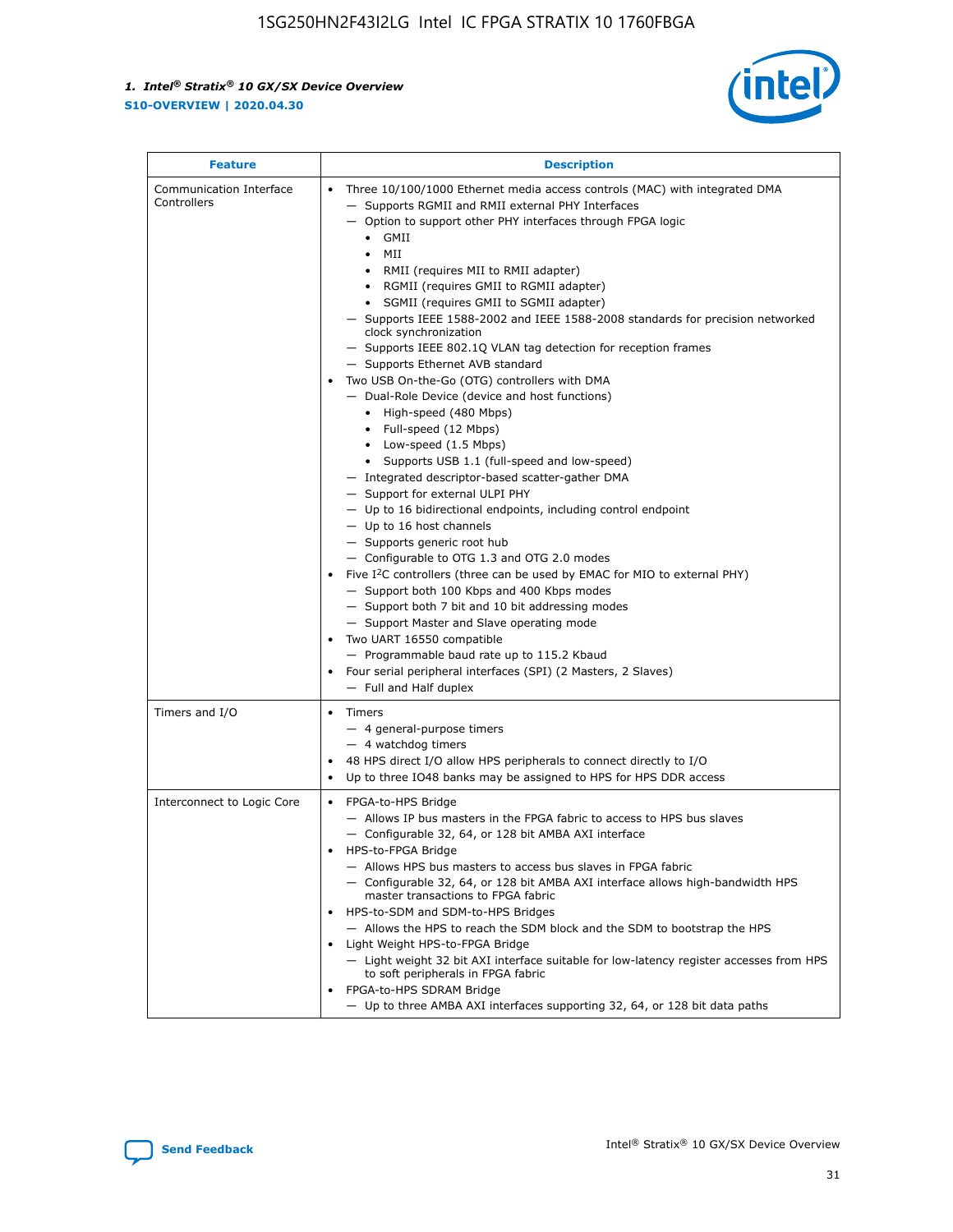| Feature | Description |
| --- | --- |
| Communication Interface Controllers | • Three 10/100/1000 Ethernet media access controls (MAC) with integrated DMA<br>— Supports RGMII and RMII external PHY Interfaces<br>— Option to support other PHY interfaces through FPGA logic<br>• GMII<br>• MII<br>• RMII (requires MII to RMII adapter)<br>• RGMII (requires GMII to RGMII adapter)<br>• SGMII (requires GMII to SGMII adapter)<br>— Supports IEEE 1588-2002 and IEEE 1588-2008 standards for precision networked clock synchronization<br>— Supports IEEE 802.1Q VLAN tag detection for reception frames<br>— Supports Ethernet AVB standard<br>• Two USB On-the-Go (OTG) controllers with DMA<br>— Dual-Role Device (device and host functions)<br>• High-speed (480 Mbps)<br>• Full-speed (12 Mbps)<br>• Low-speed (1.5 Mbps)<br>• Supports USB 1.1 (full-speed and low-speed)<br>— Integrated descriptor-based scatter-gather DMA<br>— Support for external ULPI PHY<br>— Up to 16 bidirectional endpoints, including control endpoint<br>— Up to 16 host channels<br>— Supports generic root hub<br>— Configurable to OTG 1.3 and OTG 2.0 modes<br>• Five I$^2$C controllers (three can be used by EMAC for MIO to external PHY)<br>— Support both 100 Kbps and 400 Kbps modes<br>— Support both 7 bit and 10 bit addressing modes<br>— Support Master and Slave operating mode<br>• Two UART 16550 compatible<br>— Programmable baud rate up to 115.2 Kbaud<br>• Four serial peripheral interfaces (SPI) (2 Masters, 2 Slaves)<br>— Full and Half duplex |
| Timers and I/O | • Timers<br>— 4 general-purpose timers<br>— 4 watchdog timers<br>• 48 HPS direct I/O allow HPS peripherals to connect directly to I/O<br>• Up to three IO48 banks may be assigned to HPS for HPS DDR access |
| Interconnect to Logic Core | • FPGA-to-HPS Bridge<br>— Allows IP bus masters in the FPGA fabric to access to HPS bus slaves<br>— Configurable 32, 64, or 128 bit AMBA AXI interface<br>• HPS-to-FPGA Bridge<br>— Allows HPS bus masters to access bus slaves in FPGA fabric<br>— Configurable 32, 64, or 128 bit AMBA AXI interface allows high-bandwidth HPS master transactions to FPGA fabric<br>• HPS-to-SDM and SDM-to-HPS Bridges<br>— Allows the HPS to reach the SDM block and the SDM to bootstrap the HPS<br>• Light Weight HPS-to-FPGA Bridge<br>— Light weight 32 bit AXI interface suitable for low-latency register accesses from HPS to soft peripherals in FPGA fabric<br>• FPGA-to-HPS SDRAM Bridge<br>— Up to three AMBA AXI interfaces supporting 32, 64, or 128 bit data paths |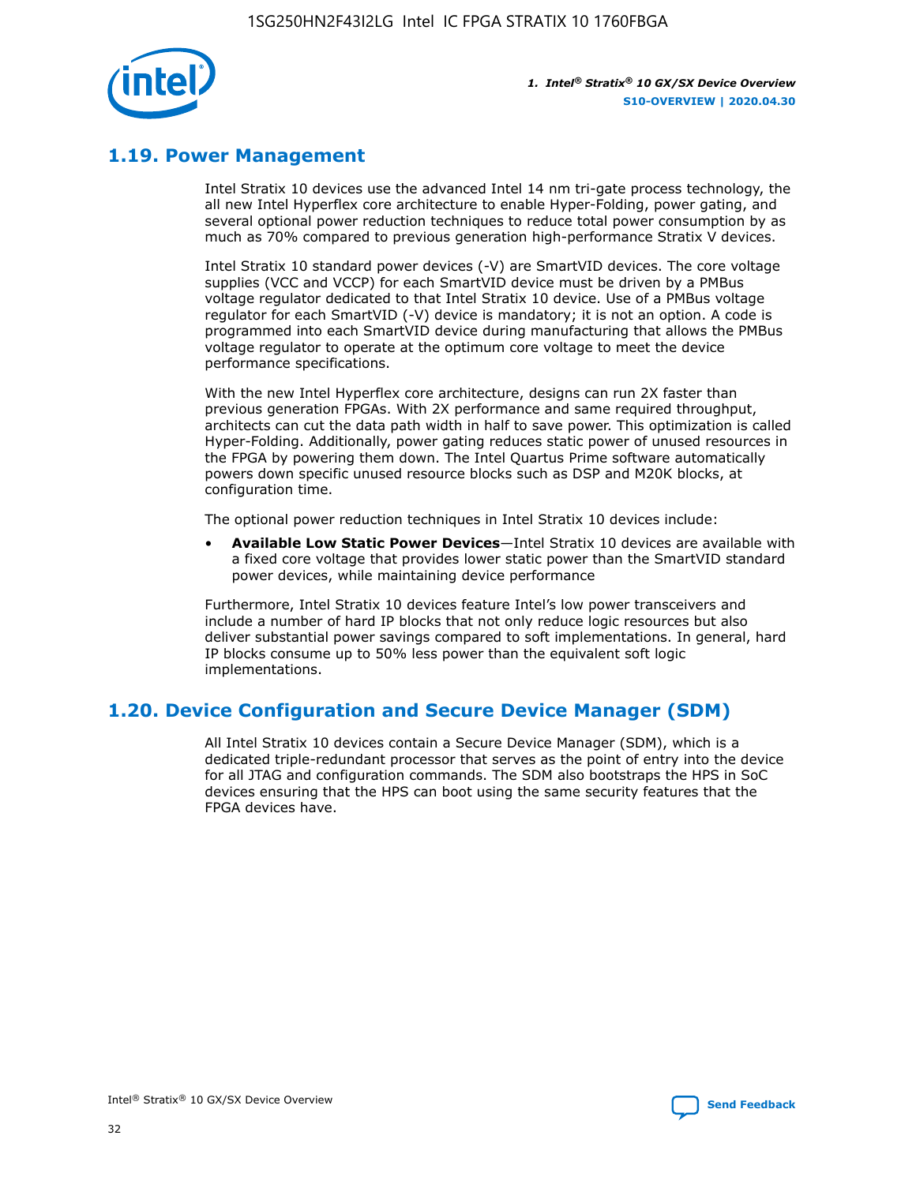## 1.19. Power Management

Intel Stratix 10 devices use the advanced Intel 14 nm tri-gate process technology, the all new Intel Hyperflex core architecture to enable Hyper-Folding, power gating, and several optional power reduction techniques to reduce total power consumption by as much as 70% compared to previous generation high-performance Stratix V devices.

Intel Stratix 10 standard power devices (-V) are SmartVID devices. The core voltage supplies (VCC and VCCP) for each SmartVID device must be driven by a PMBus voltage regulator dedicated to that Intel Stratix 10 device. Use of a PMBus voltage regulator for each SmartVID (-V) device is mandatory; it is not an option. A code is programmed into each SmartVID device during manufacturing that allows the PMBus voltage regulator to operate at the optimum core voltage to meet the device performance specifications.

With the new Intel Hyperflex core architecture, designs can run 2X faster than previous generation FPGAs. With 2X performance and same required throughput, architects can cut the data path width in half to save power. This optimization is called Hyper-Folding. Additionally, power gating reduces static power of unused resources in the FPGA by powering them down. The Intel Quartus Prime software automatically powers down specific unused resource blocks such as DSP and M20K blocks, at configuration time.

The optional power reduction techniques in Intel Stratix 10 devices include:

- **Available Low Static Power Devices**—Intel Stratix 10 devices are available with a fixed core voltage that provides lower static power than the SmartVID standard power devices, while maintaining device performance

Furthermore, Intel Stratix 10 devices feature Intel's low power transceivers and include a number of hard IP blocks that not only reduce logic resources but also deliver substantial power savings compared to soft implementations. In general, hard IP blocks consume up to 50% less power than the equivalent soft logic implementations.

## 1.20. Device Configuration and Secure Device Manager (SDM)

All Intel Stratix 10 devices contain a Secure Device Manager (SDM), which is a dedicated triple-redundant processor that serves as the point of entry into the device for all JTAG and configuration commands. The SDM also bootstraps the HPS in SoC devices ensuring that the HPS can boot using the same security features that the FPGA devices have.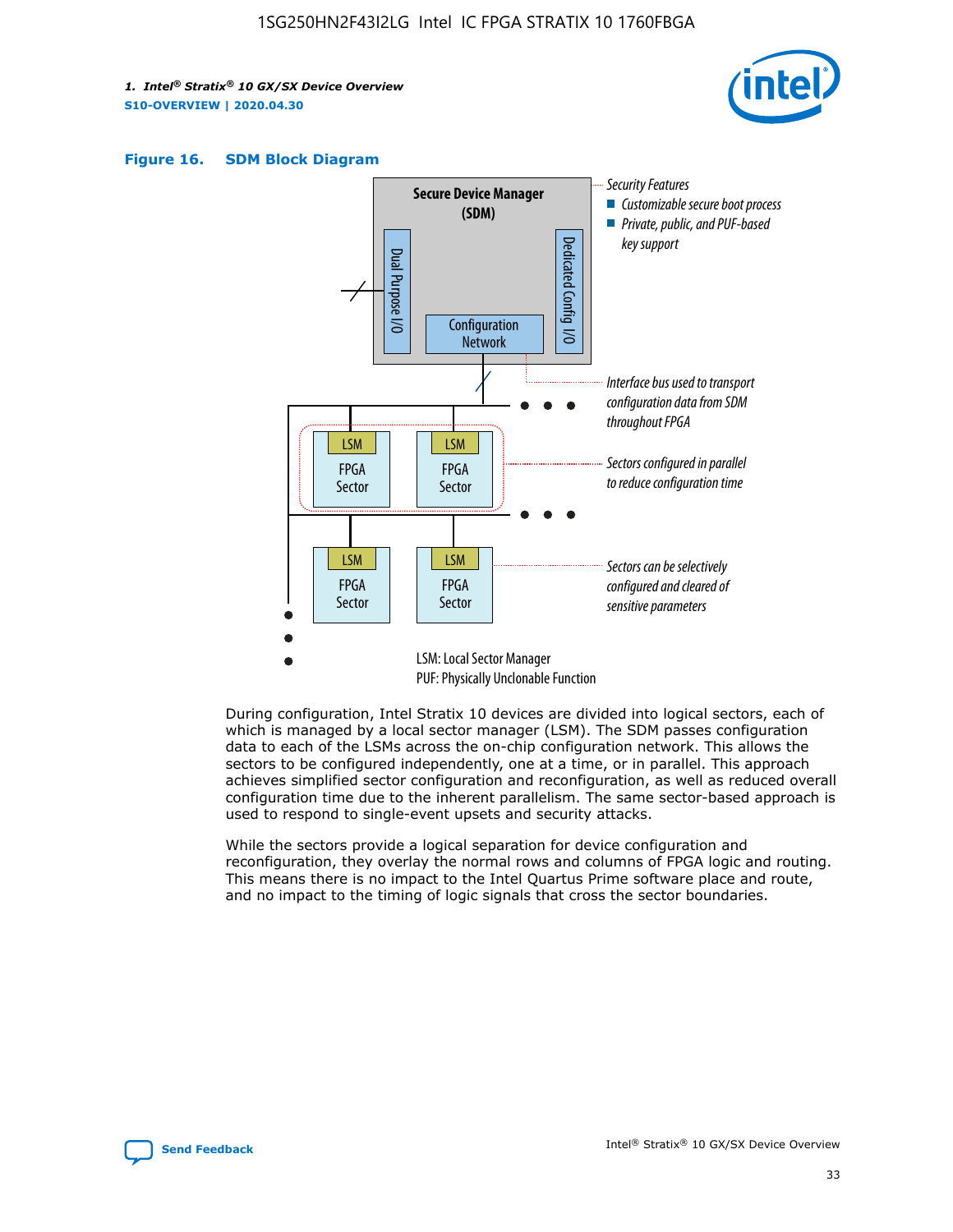**Figure 16. SDM Block Diagram**

Secure Device Manager (SDM)

Dual Purpose I/O

Dedicated Config I/O

Configuration Network

Security Features
- Customizable secure boot process
- Private, public, and PUF-based key support

Interface bus used to transport configuration data from SDM throughout FPGA

Sectors configured in parallel to reduce configuration time

Sectors can be selectively configured and cleared of sensitive parameters

LSM: Local Sector Manager
PUF: Physically Unclonable Function

During configuration, Intel Stratix 10 devices are divided into logical sectors, each of which is managed by a local sector manager (LSM). The SDM passes configuration data to each of the LSMs across the on-chip configuration network. This allows the sectors to be configured independently, one at a time, or in parallel. This approach achieves simplified sector configuration and reconfiguration, as well as reduced overall configuration time due to the inherent parallelism. The same sector-based approach is used to respond to single-event upsets and security attacks.

While the sectors provide a logical separation for device configuration and reconfiguration, they overlay the normal rows and columns of FPGA logic and routing. This means there is no impact to the Intel Quartus Prime software place and route, and no impact to the timing of logic signals that cross the sector boundaries.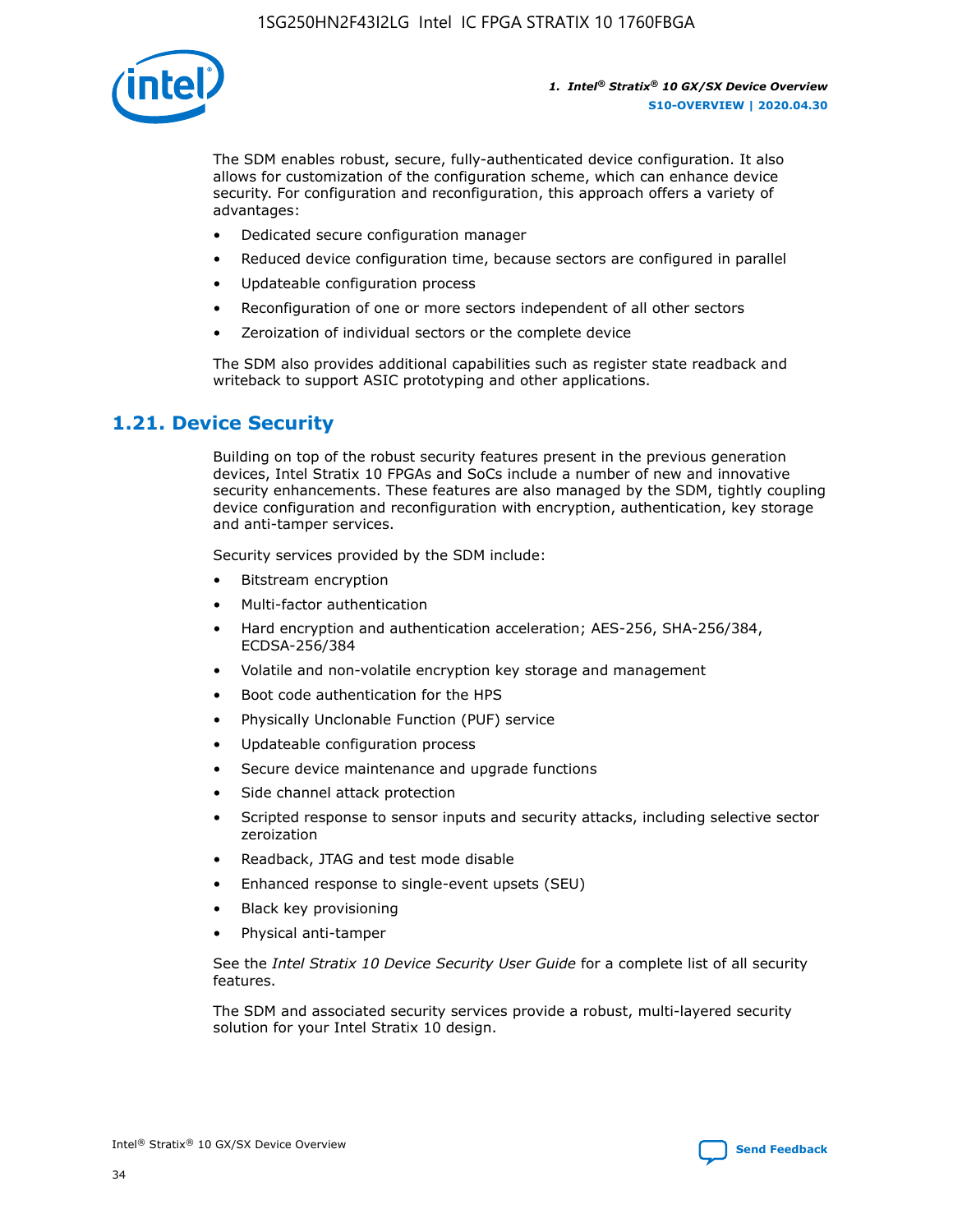The SDM enables robust, secure, fully-authenticated device configuration. It also allows for customization of the configuration scheme, which can enhance device security. For configuration and reconfiguration, this approach offers a variety of advantages:

- Dedicated secure configuration manager
- Reduced device configuration time, because sectors are configured in parallel
- Updateable configuration process
- Reconfiguration of one or more sectors independent of all other sectors
- Zeroization of individual sectors or the complete device

The SDM also provides additional capabilities such as register state readback and writeback to support ASIC prototyping and other applications.

## 1.21. Device Security

Building on top of the robust security features present in the previous generation devices, Intel Stratix 10 FPGAs and SoCs include a number of new and innovative security enhancements. These features are also managed by the SDM, tightly coupling device configuration and reconfiguration with encryption, authentication, key storage and anti-tamper services.

Security services provided by the SDM include:

- Bitstream encryption
- Multi-factor authentication
- Hard encryption and authentication acceleration; AES-256, SHA-256/384, ECDSA-256/384
- Volatile and non-volatile encryption key storage and management
- Boot code authentication for the HPS
- Physically Unclonable Function (PUF) service
- Updateable configuration process
- Secure device maintenance and upgrade functions
- Side channel attack protection
- Scripted response to sensor inputs and security attacks, including selective sector zeroization
- Readback, JTAG and test mode disable
- Enhanced response to single-event upsets (SEU)
- Black key provisioning
- Physical anti-tamper

See the *Intel Stratix 10 Device Security User Guide* for a complete list of all security features.

The SDM and associated security services provide a robust, multi-layered security solution for your Intel Stratix 10 design.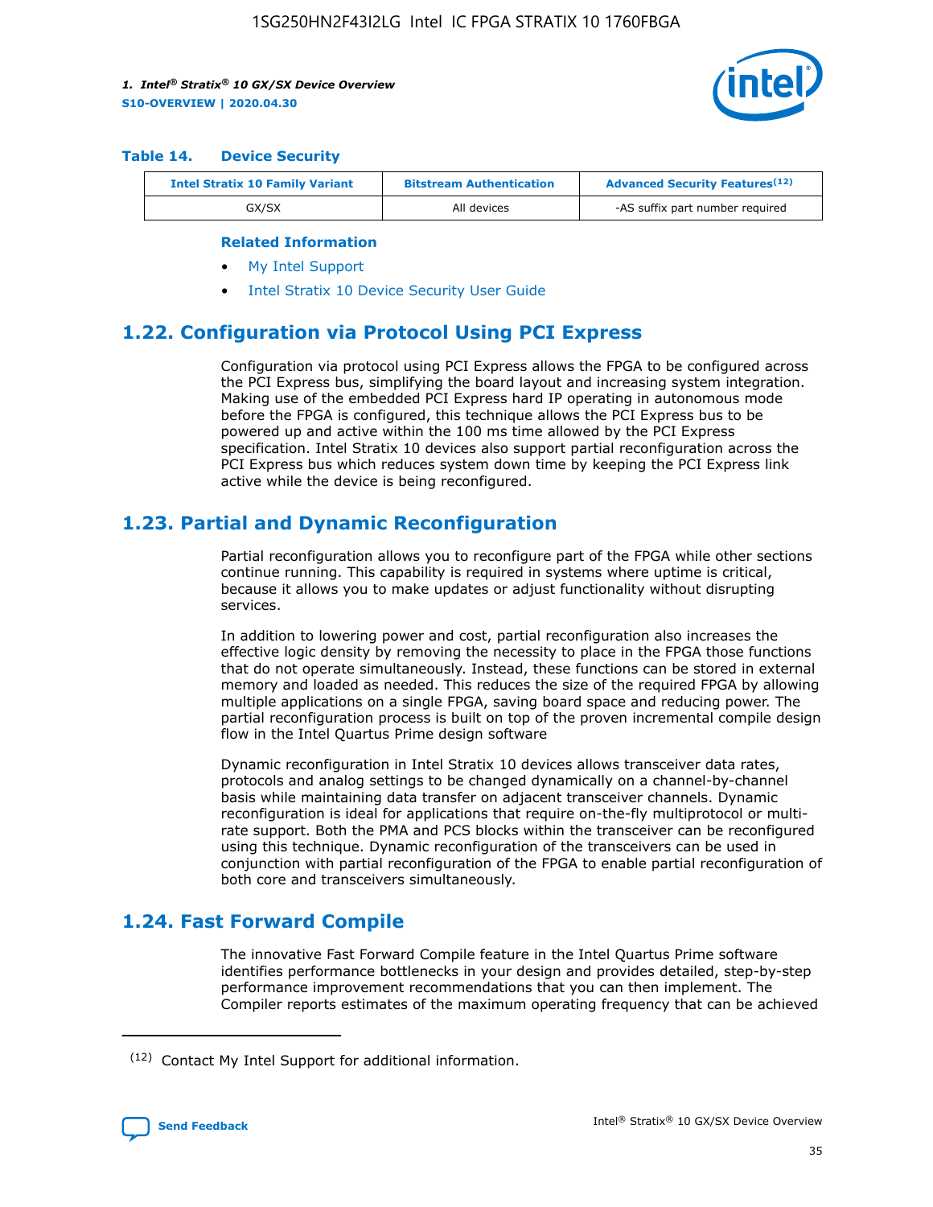**Table 14. Device Security**

| Intel Stratix 10 Family Variant | Bitstream Authentication | Advanced Security Features[12] |
| --- | --- | --- |
| GX/SX | All devices | -AS suffix part number required |

**Related Information**

- My Intel Support
- Intel Stratix 10 Device Security User Guide

## 1.22. Configuration via Protocol Using PCI Express

Configuration via protocol using PCI Express allows the FPGA to be configured across the PCI Express bus, simplifying the board layout and increasing system integration. Making use of the embedded PCI Express hard IP operating in autonomous mode before the FPGA is configured, this technique allows the PCI Express bus to be powered up and active within the 100 ms time allowed by the PCI Express specification. Intel Stratix 10 devices also support partial reconfiguration across the PCI Express bus which reduces system down time by keeping the PCI Express link active while the device is being reconfigured.

## 1.23. Partial and Dynamic Reconfiguration

Partial reconfiguration allows you to reconfigure part of the FPGA while other sections continue running. This capability is required in systems where uptime is critical, because it allows you to make updates or adjust functionality without disrupting services.

In addition to lowering power and cost, partial reconfiguration also increases the effective logic density by removing the necessity to place in the FPGA those functions that do not operate simultaneously. Instead, these functions can be stored in external memory and loaded as needed. This reduces the size of the required FPGA by allowing multiple applications on a single FPGA, saving board space and reducing power. The partial reconfiguration process is built on top of the proven incremental compile design flow in the Intel Quartus Prime design software

Dynamic reconfiguration in Intel Stratix 10 devices allows transceiver data rates, protocols and analog settings to be changed dynamically on a channel-by-channel basis while maintaining data transfer on adjacent transceiver channels. Dynamic reconfiguration is ideal for applications that require on-the-fly multiprotocol or multi-rate support. Both the PMA and PCS blocks within the transceiver can be reconfigured using this technique. Dynamic reconfiguration of the transceivers can be used in conjunction with partial reconfiguration of the FPGA to enable partial reconfiguration of both core and transceivers simultaneously.

## 1.24. Fast Forward Compile

The innovative Fast Forward Compile feature in the Intel Quartus Prime software identifies performance bottlenecks in your design and provides detailed, step-by-step performance improvement recommendations that you can then implement. The Compiler reports estimates of the maximum operating frequency that can be achieved

(12) Contact My Intel Support for additional information.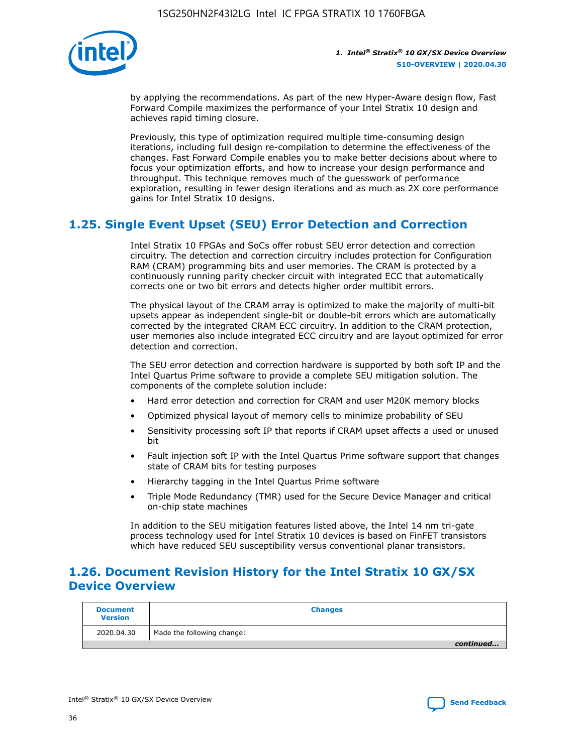by applying the recommendations. As part of the new Hyper-Aware design flow, Fast Forward Compile maximizes the performance of your Intel Stratix 10 design and achieves rapid timing closure.

Previously, this type of optimization required multiple time-consuming design iterations, including full design re-compilation to determine the effectiveness of the changes. Fast Forward Compile enables you to make better decisions about where to focus your optimization efforts, and how to increase your design performance and throughput. This technique removes much of the guesswork of performance exploration, resulting in fewer design iterations and as much as 2X core performance gains for Intel Stratix 10 designs.

## 1.25. Single Event Upset (SEU) Error Detection and Correction

Intel Stratix 10 FPGAs and SoCs offer robust SEU error detection and correction circuitry. The detection and correction circuitry includes protection for Configuration RAM (CRAM) programming bits and user memories. The CRAM is protected by a continuously running parity checker circuit with integrated ECC that automatically corrects one or two bit errors and detects higher order multibit errors.

The physical layout of the CRAM array is optimized to make the majority of multi-bit upsets appear as independent single-bit or double-bit errors which are automatically corrected by the integrated CRAM ECC circuitry. In addition to the CRAM protection, user memories also include integrated ECC circuitry and are layout optimized for error detection and correction.

The SEU error detection and correction hardware is supported by both soft IP and the Intel Quartus Prime software to provide a complete SEU mitigation solution. The components of the complete solution include:

- Hard error detection and correction for CRAM and user M20K memory blocks
- Optimized physical layout of memory cells to minimize probability of SEU
- Sensitivity processing soft IP that reports if CRAM upset affects a used or unused bit
- Fault injection soft IP with the Intel Quartus Prime software support that changes state of CRAM bits for testing purposes
- Hierarchy tagging in the Intel Quartus Prime software
- Triple Mode Redundancy (TMR) used for the Secure Device Manager and critical on-chip state machines

In addition to the SEU mitigation features listed above, the Intel 14 nm tri-gate process technology used for Intel Stratix 10 devices is based on FinFET transistors which have reduced SEU susceptibility versus conventional planar transistors.

## 1.26. Document Revision History for the Intel Stratix 10 GX/SX Device Overview

| Document Version | Changes |
| --- | --- |
| 2020.04.30 | Made the following change: |

*continued...*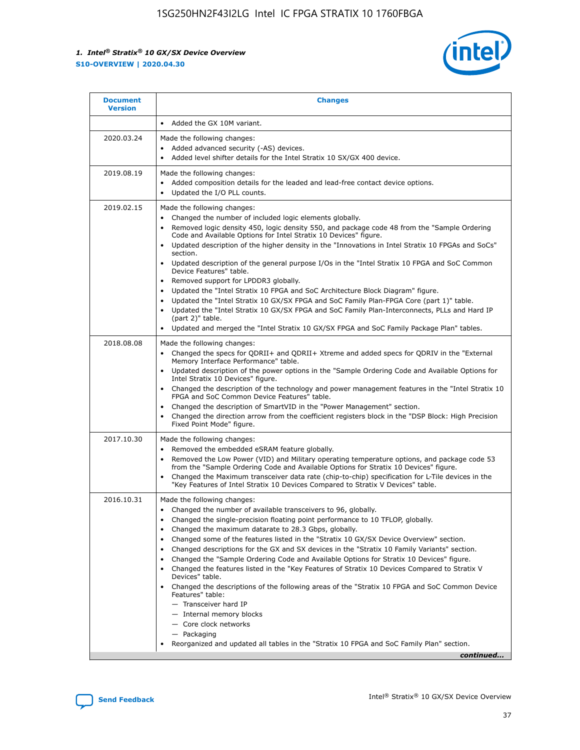| Document Version | Changes |
| --- | --- |
| | • Added the GX 10M variant. |
| 2020.03.24 | Made the following changes:<br>• Added advanced security (-AS) devices.<br>• Added level shifter details for the Intel Stratix 10 SX/GX 400 device. |
| 2019.08.19 | Made the following changes:<br>• Added composition details for the leaded and lead-free contact device options.<br>• Updated the I/O PLL counts. |
| 2019.02.15 | Made the following changes:<br>• Changed the number of included logic elements globally.<br>• Removed logic density 450, logic density 550, and package code 48 from the "Sample Ordering Code and Available Options for Intel Stratix 10 Devices" figure.<br>• Updated description of the higher density in the "Innovations in Intel Stratix 10 FPGAs and SoCs" section.<br>• Updated description of the general purpose I/Os in the "Intel Stratix 10 FPGA and SoC Common Device Features" table.<br>• Removed support for LPDDR3 globally.<br>• Updated the "Intel Stratix 10 FPGA and SoC Architecture Block Diagram" figure.<br>• Updated the "Intel Stratix 10 GX/SX FPGA and SoC Family Plan-FPGA Core (part 1)" table.<br>• Updated the "Intel Stratix 10 GX/SX FPGA and SoC Family Plan-Interconnects, PLLs and Hard IP (part 2)" table.<br>• Updated and merged the "Intel Stratix 10 GX/SX FPGA and SoC Family Package Plan" tables. |
| 2018.08.08 | Made the following changes:<br>• Changed the specs for QDRII+ and QDRII+ Xtreme and added specs for QDRIV in the "External Memory Interface Performance" table.<br>• Updated description of the power options in the "Sample Ordering Code and Available Options for Intel Stratix 10 Devices" figure.<br>• Changed the description of the technology and power management features in the "Intel Stratix 10 FPGA and SoC Common Device Features" table.<br>• Changed the description of SmartVID in the "Power Management" section.<br>• Changed the direction arrow from the coefficient registers block in the "DSP Block: High Precision Fixed Point Mode" figure. |
| 2017.10.30 | Made the following changes:<br>• Removed the embedded eSRAM feature globally.<br>• Removed the Low Power (VID) and Military operating temperature options, and package code 53 from the "Sample Ordering Code and Available Options for Intel Stratix 10 Devices" figure.<br>• Changed the Maximum transceiver data rate (chip-to-chip) specification for L-Tile devices in the "Key Features of Intel Stratix 10 Devices Compared to Stratix V Devices" table. |
| 2016.10.31 | Made the following changes:<br>• Changed the number of available transceivers to 96, globally.<br>• Changed the single-precision floating point performance to 10 TFLOP, globally.<br>• Changed the maximum datarate to 28.3 Gbps, globally.<br>• Changed some of the features listed in the "Stratix 10 GX/SX Device Overview" section.<br>• Changed descriptions for the GX and SX devices in the "Stratix 10 Family Variants" section.<br>• Changed the "Sample Ordering Code and Available Options for Stratix 10 Devices" figure.<br>• Changed the features listed in the "Key Features of Stratix 10 Devices Compared to Stratix V Devices" table.<br>• Changed the descriptions of the following areas of the "Stratix 10 FPGA and SoC Common Device Features" table:<br>— Transceiver hard IP<br>— Internal memory blocks<br>— Core clock networks<br>— Packaging<br>• Reorganized and updated all tables in the "Stratix 10 FPGA and SoC Family Plan" section. |

*continued...*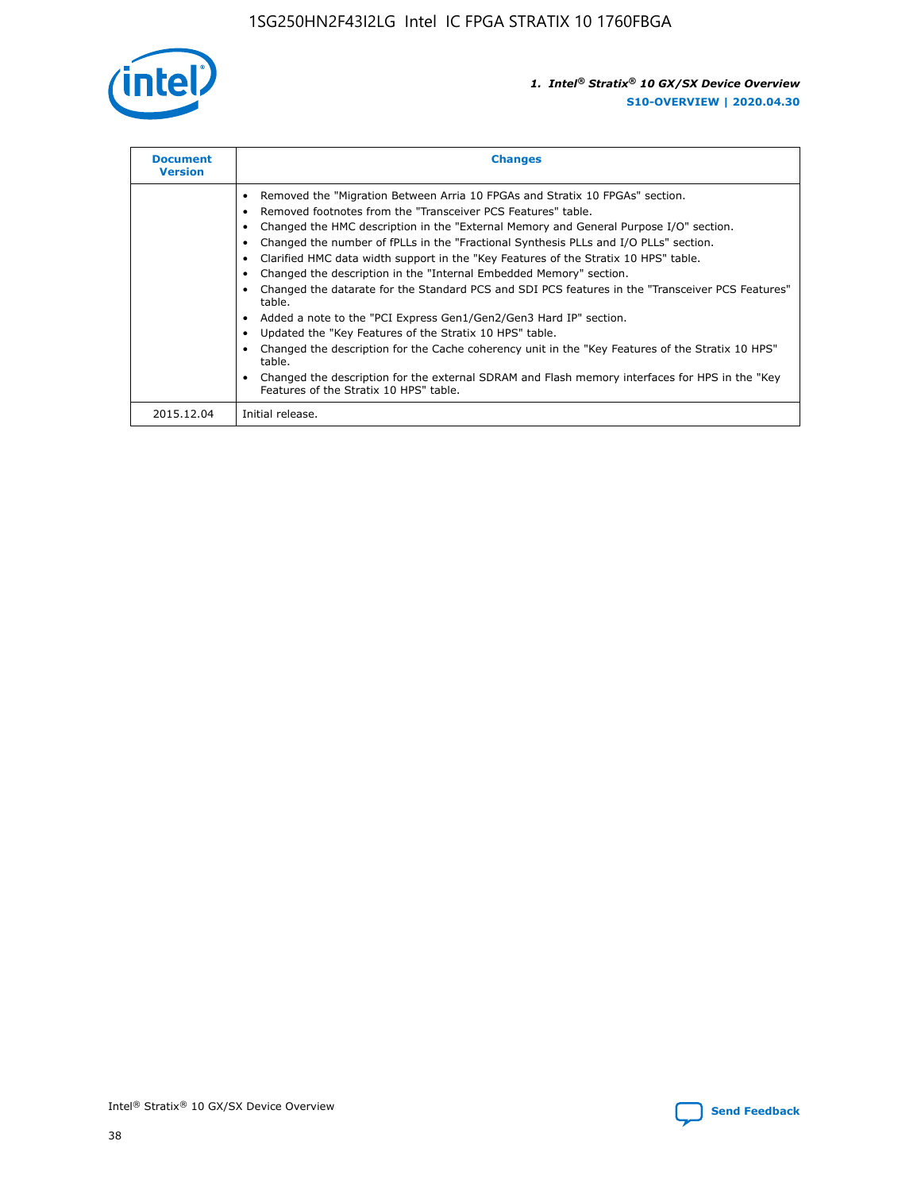| Document Version | Changes |
| --- | --- |
| | • Removed the "Migration Between Arria 10 FPGAs and Stratix 10 FPGAs" section.<br>• Removed footnotes from the "Transceiver PCS Features" table.<br>• Changed the HMC description in the "External Memory and General Purpose I/O" section.<br>• Changed the number of fPLLs in the "Fractional Synthesis PLLs and I/O PLLs" section.<br>• Clarified HMC data width support in the "Key Features of the Stratix 10 HPS" table.<br>• Changed the description in the "Internal Embedded Memory" section.<br>• Changed the datarate for the Standard PCS and SDI PCS features in the "Transceiver PCS Features" table.<br>• Added a note to the "PCI Express Gen1/Gen2/Gen3 Hard IP" section.<br>• Updated the "Key Features of the Stratix 10 HPS" table.<br>• Changed the description for the Cache coherency unit in the "Key Features of the Stratix 10 HPS" table.<br>• Changed the description for the external SDRAM and Flash memory interfaces for HPS in the "Key Features of the Stratix 10 HPS" table. |
| 2015.12.04 | Initial release. |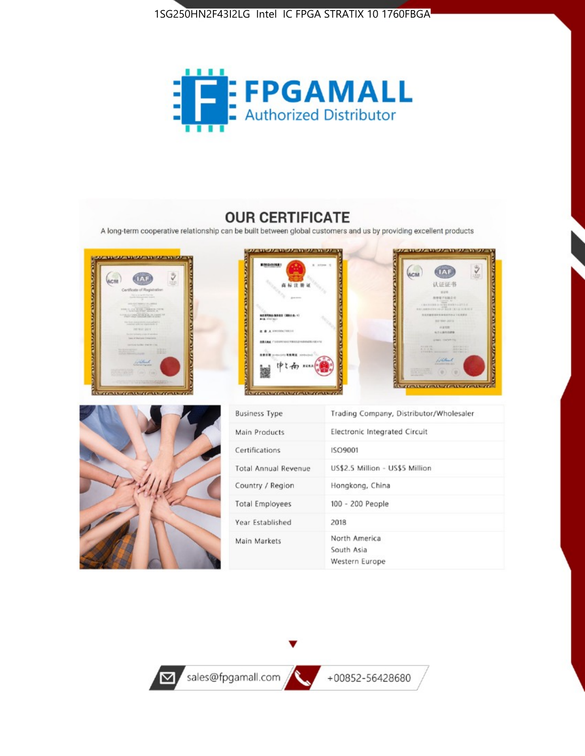FPGAMALL
Authorized Distributor

## OUR CERTIFICATE

A long-term cooperative relationship can be built between global customers and us by providing excellent products

| | |
|---|---|
| Business Type | Trading Company, Distributor/Wholesaler |
| Main Products | Electronic Integrated Circuit |
| Certifications | ISO9001 |
| Total Annual Revenue | US$2.5 Million - US$5 Million |
| Country / Region | Hongkong, China |
| Total Employees | 100 - 200 People |
| Year Established | 2018 |
| Main Markets | North America<br>South Asia<br>Western Europe |

sales@fpgamall.com +00852-56428680